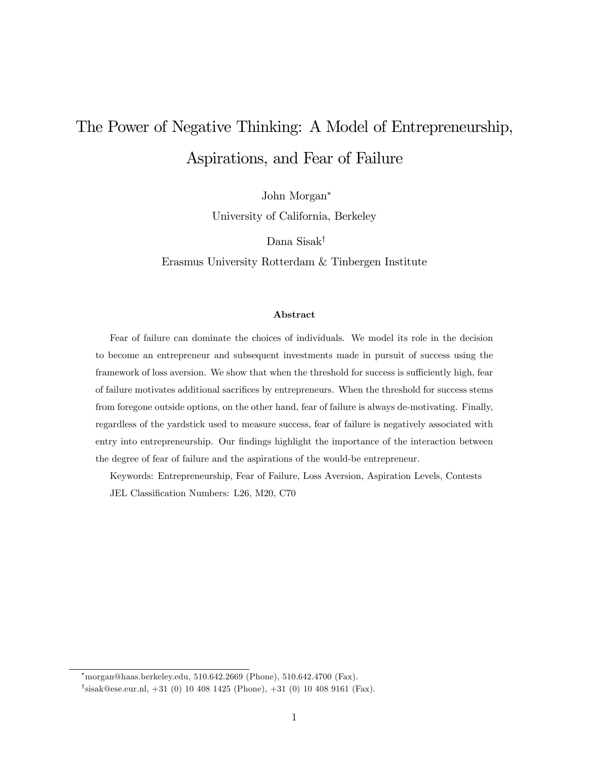# The Power of Negative Thinking: A Model of Entrepreneurship, Aspirations, and Fear of Failure

John Morgan[*]

University of California, Berkeley

Dana Sisak[†]

Erasmus University Rotterdam & Tinbergen Institute

### Abstract

Fear of failure can dominate the choices of individuals. We model its role in the decision to become an entrepreneur and subsequent investments made in pursuit of success using the framework of loss aversion. We show that when the threshold for success is sufficiently high, fear of failure motivates additional sacrifices by entrepreneurs. When the threshold for success stems from foregone outside options, on the other hand, fear of failure is always de-motivating. Finally, regardless of the yardstick used to measure success, fear of failure is negatively associated with entry into entrepreneurship. Our findings highlight the importance of the interaction between the degree of fear of failure and the aspirations of the would-be entrepreneur.

Keywords: Entrepreneurship, Fear of Failure, Loss Aversion, Aspiration Levels, Contests

JEL Classification Numbers: L26, M20, C70

---

[*] morgan@haas.berkeley.edu, 510.642.2669 (Phone), 510.642.4700 (Fax).

[†] sisak@ese.eur.nl, +31 (0) 10 408 1425 (Phone), +31 (0) 10 408 9161 (Fax).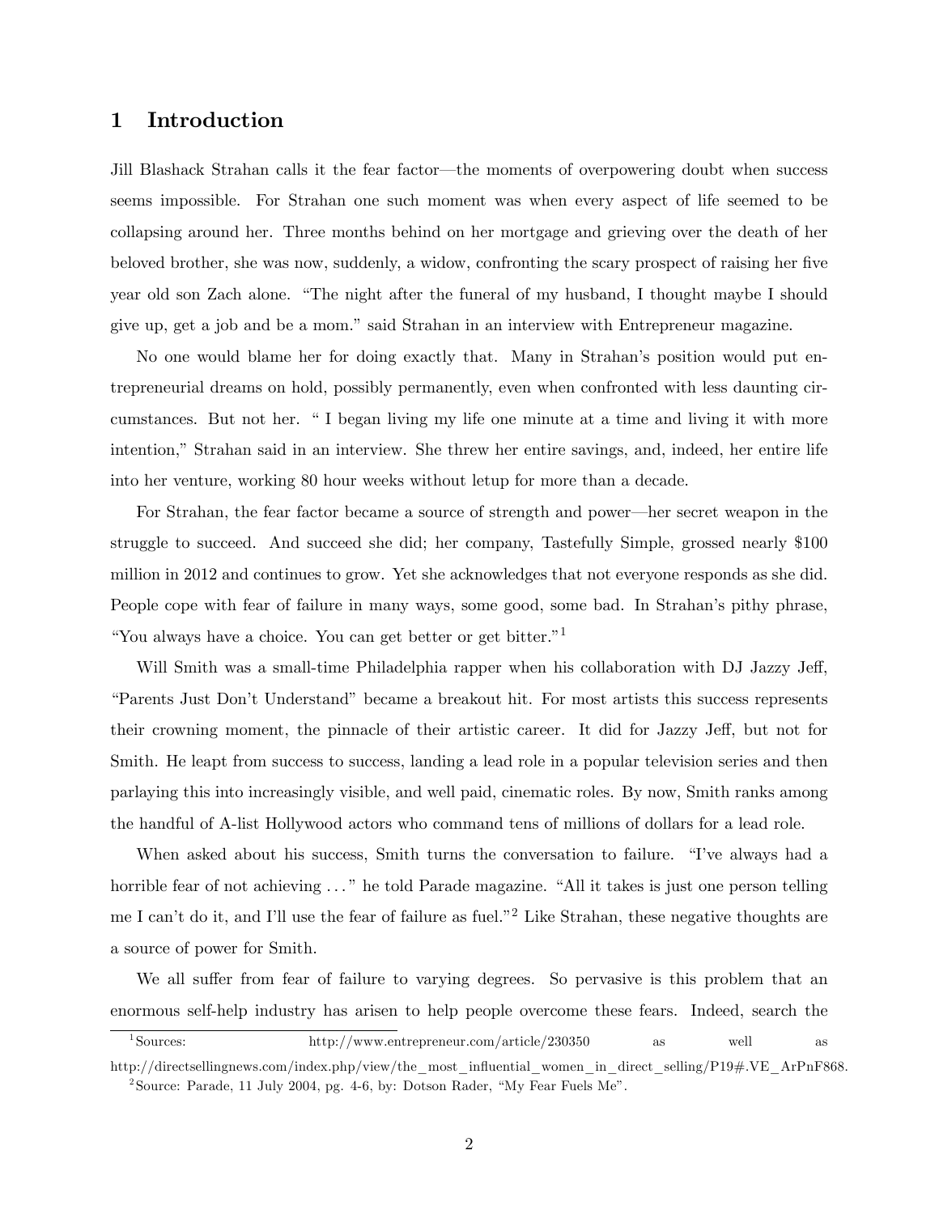## 1 Introduction

Jill Blashack Strahan calls it the fear factor—the moments of overpowering doubt when success seems impossible. For Strahan one such moment was when every aspect of life seemed to be collapsing around her. Three months behind on her mortgage and grieving over the death of her beloved brother, she was now, suddenly, a widow, confronting the scary prospect of raising her five year old son Zach alone. "The night after the funeral of my husband, I thought maybe I should give up, get a job and be a mom." said Strahan in an interview with Entrepreneur magazine.

No one would blame her for doing exactly that. Many in Strahan's position would put entrepreneurial dreams on hold, possibly permanently, even when confronted with less daunting circumstances. But not her. " I began living my life one minute at a time and living it with more intention," Strahan said in an interview. She threw her entire savings, and, indeed, her entire life into her venture, working 80 hour weeks without letup for more than a decade.

For Strahan, the fear factor became a source of strength and power—her secret weapon in the struggle to succeed. And succeed she did; her company, Tastefully Simple, grossed nearly $100 million in 2012 and continues to grow. Yet she acknowledges that not everyone responds as she did. People cope with fear of failure in many ways, some good, some bad. In Strahan's pithy phrase, "You always have a choice. You can get better or get bitter."[1]

Will Smith was a small-time Philadelphia rapper when his collaboration with DJ Jazzy Jeff, "Parents Just Don't Understand" became a breakout hit. For most artists this success represents their crowning moment, the pinnacle of their artistic career. It did for Jazzy Jeff, but not for Smith. He leapt from success to success, landing a lead role in a popular television series and then parlaying this into increasingly visible, and well paid, cinematic roles. By now, Smith ranks among the handful of A-list Hollywood actors who command tens of millions of dollars for a lead role.

When asked about his success, Smith turns the conversation to failure. "I've always had a horrible fear of not achieving . . . " he told Parade magazine. "All it takes is just one person telling me I can't do it, and I'll use the fear of failure as fuel."[2] Like Strahan, these negative thoughts are a source of power for Smith.

We all suffer from fear of failure to varying degrees. So pervasive is this problem that an enormous self-help industry has arisen to help people overcome these fears. Indeed, search the

[1] Sources: http://www.entrepreneur.com/article/230350 as well as http://directsellingnews.com/index.php/view/the_most_influential_women_in_direct_selling/P19#.VE_ArPnF868.

[2] Source: Parade, 11 July 2004, pg. 4-6, by: Dotson Rader, "My Fear Fuels Me".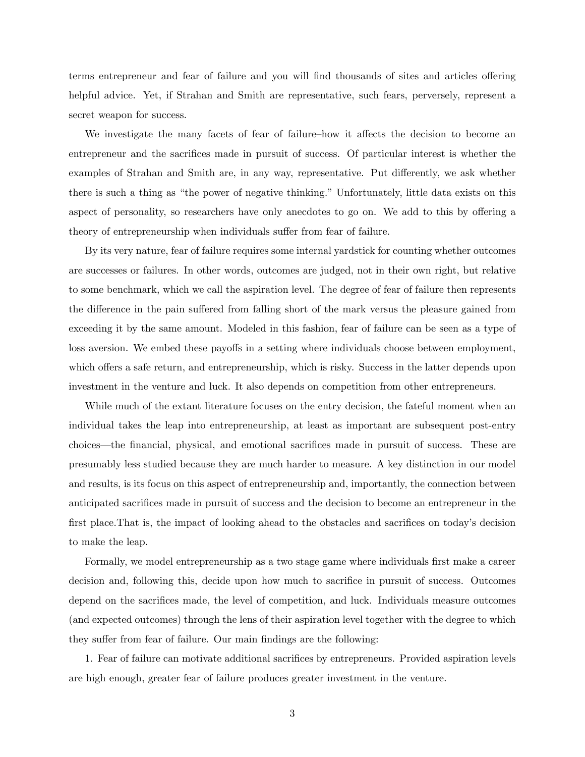terms entrepreneur and fear of failure and you will find thousands of sites and articles offering helpful advice. Yet, if Strahan and Smith are representative, such fears, perversely, represent a secret weapon for success.

We investigate the many facets of fear of failure–how it affects the decision to become an entrepreneur and the sacrifices made in pursuit of success. Of particular interest is whether the examples of Strahan and Smith are, in any way, representative. Put differently, we ask whether there is such a thing as "the power of negative thinking." Unfortunately, little data exists on this aspect of personality, so researchers have only anecdotes to go on. We add to this by offering a theory of entrepreneurship when individuals suffer from fear of failure.

By its very nature, fear of failure requires some internal yardstick for counting whether outcomes are successes or failures. In other words, outcomes are judged, not in their own right, but relative to some benchmark, which we call the aspiration level. The degree of fear of failure then represents the difference in the pain suffered from falling short of the mark versus the pleasure gained from exceeding it by the same amount. Modeled in this fashion, fear of failure can be seen as a type of loss aversion. We embed these payoffs in a setting where individuals choose between employment, which offers a safe return, and entrepreneurship, which is risky. Success in the latter depends upon investment in the venture and luck. It also depends on competition from other entrepreneurs.

While much of the extant literature focuses on the entry decision, the fateful moment when an individual takes the leap into entrepreneurship, at least as important are subsequent post-entry choices—the financial, physical, and emotional sacrifices made in pursuit of success. These are presumably less studied because they are much harder to measure. A key distinction in our model and results, is its focus on this aspect of entrepreneurship and, importantly, the connection between anticipated sacrifices made in pursuit of success and the decision to become an entrepreneur in the first place.That is, the impact of looking ahead to the obstacles and sacrifices on today's decision to make the leap.

Formally, we model entrepreneurship as a two stage game where individuals first make a career decision and, following this, decide upon how much to sacrifice in pursuit of success. Outcomes depend on the sacrifices made, the level of competition, and luck. Individuals measure outcomes (and expected outcomes) through the lens of their aspiration level together with the degree to which they suffer from fear of failure. Our main findings are the following:

1. Fear of failure can motivate additional sacrifices by entrepreneurs. Provided aspiration levels are high enough, greater fear of failure produces greater investment in the venture.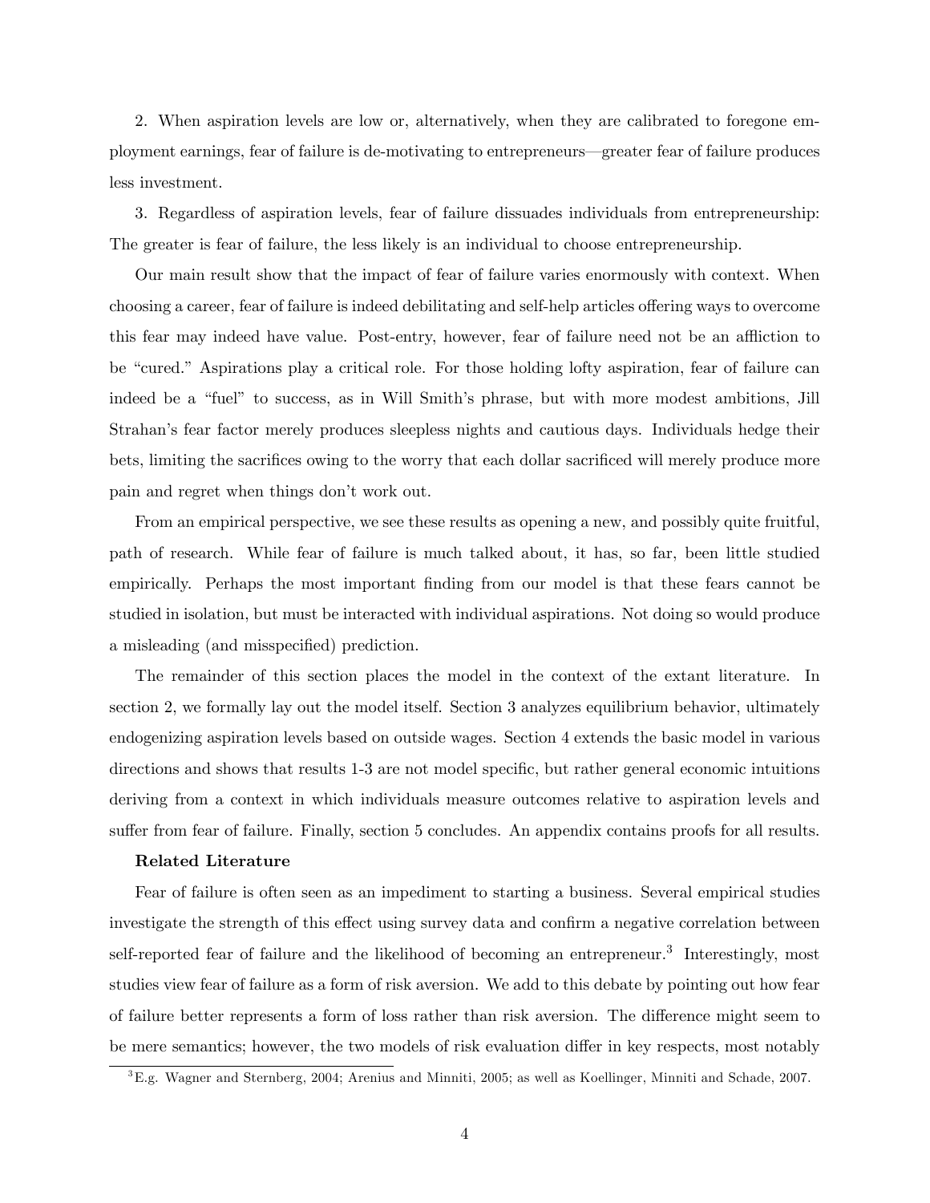2. When aspiration levels are low or, alternatively, when they are calibrated to foregone employment earnings, fear of failure is de-motivating to entrepreneurs—greater fear of failure produces less investment.

3. Regardless of aspiration levels, fear of failure dissuades individuals from entrepreneurship: The greater is fear of failure, the less likely is an individual to choose entrepreneurship.

Our main result show that the impact of fear of failure varies enormously with context. When choosing a career, fear of failure is indeed debilitating and self-help articles offering ways to overcome this fear may indeed have value. Post-entry, however, fear of failure need not be an affliction to be "cured." Aspirations play a critical role. For those holding lofty aspiration, fear of failure can indeed be a "fuel" to success, as in Will Smith's phrase, but with more modest ambitions, Jill Strahan's fear factor merely produces sleepless nights and cautious days. Individuals hedge their bets, limiting the sacrifices owing to the worry that each dollar sacrificed will merely produce more pain and regret when things don't work out.

From an empirical perspective, we see these results as opening a new, and possibly quite fruitful, path of research. While fear of failure is much talked about, it has, so far, been little studied empirically. Perhaps the most important finding from our model is that these fears cannot be studied in isolation, but must be interacted with individual aspirations. Not doing so would produce a misleading (and misspecified) prediction.

The remainder of this section places the model in the context of the extant literature. In section 2, we formally lay out the model itself. Section 3 analyzes equilibrium behavior, ultimately endogenizing aspiration levels based on outside wages. Section 4 extends the basic model in various directions and shows that results 1-3 are not model specific, but rather general economic intuitions deriving from a context in which individuals measure outcomes relative to aspiration levels and suffer from fear of failure. Finally, section 5 concludes. An appendix contains proofs for all results.

**Related Literature**

Fear of failure is often seen as an impediment to starting a business. Several empirical studies investigate the strength of this effect using survey data and confirm a negative correlation between self-reported fear of failure and the likelihood of becoming an entrepreneur.[3] Interestingly, most studies view fear of failure as a form of risk aversion. We add to this debate by pointing out how fear of failure better represents a form of loss rather than risk aversion. The difference might seem to be mere semantics; however, the two models of risk evaluation differ in key respects, most notably

[3] E.g. Wagner and Sternberg, 2004; Arenius and Minniti, 2005; as well as Koellinger, Minniti and Schade, 2007.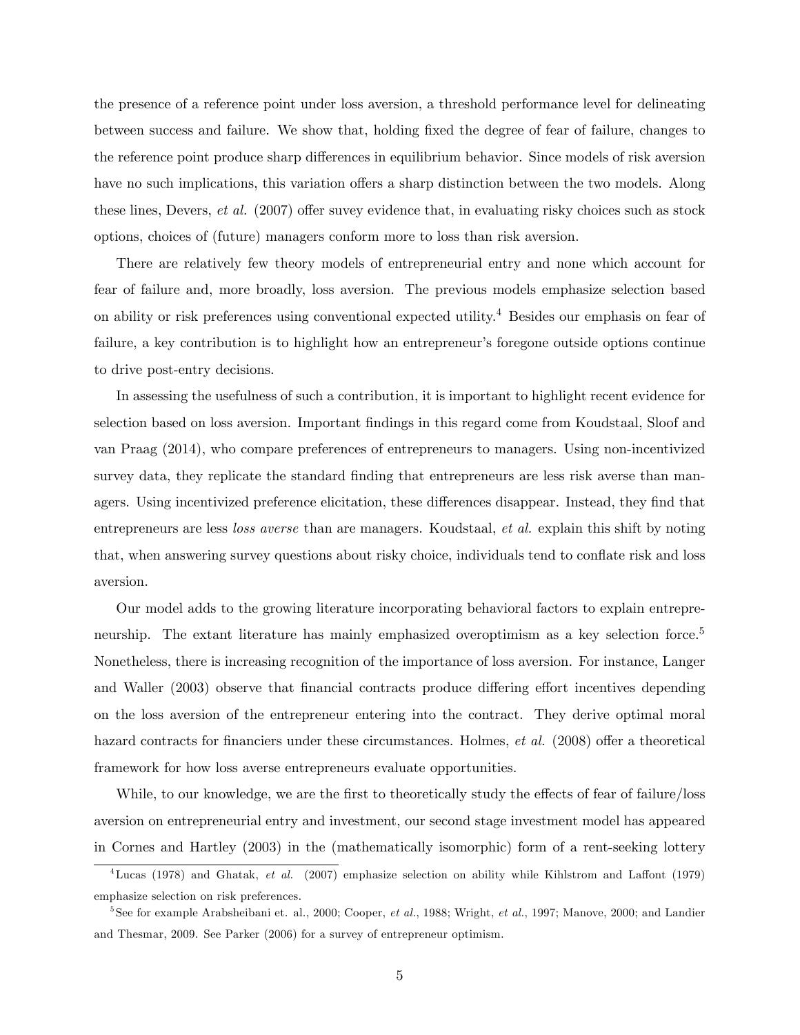the presence of a reference point under loss aversion, a threshold performance level for delineating between success and failure. We show that, holding fixed the degree of fear of failure, changes to the reference point produce sharp differences in equilibrium behavior. Since models of risk aversion have no such implications, this variation offers a sharp distinction between the two models. Along these lines, Devers, *et al.* (2007) offer suvey evidence that, in evaluating risky choices such as stock options, choices of (future) managers conform more to loss than risk aversion.

There are relatively few theory models of entrepreneurial entry and none which account for fear of failure and, more broadly, loss aversion. The previous models emphasize selection based on ability or risk preferences using conventional expected utility.[4] Besides our emphasis on fear of failure, a key contribution is to highlight how an entrepreneur's foregone outside options continue to drive post-entry decisions.

In assessing the usefulness of such a contribution, it is important to highlight recent evidence for selection based on loss aversion. Important findings in this regard come from Koudstaal, Sloof and van Praag (2014), who compare preferences of entrepreneurs to managers. Using non-incentivized survey data, they replicate the standard finding that entrepreneurs are less risk averse than managers. Using incentivized preference elicitation, these differences disappear. Instead, they find that entrepreneurs are less *loss averse* than are managers. Koudstaal, *et al.* explain this shift by noting that, when answering survey questions about risky choice, individuals tend to conflate risk and loss aversion.

Our model adds to the growing literature incorporating behavioral factors to explain entrepreneurship. The extant literature has mainly emphasized overoptimism as a key selection force.[5] Nonetheless, there is increasing recognition of the importance of loss aversion. For instance, Langer and Waller (2003) observe that financial contracts produce differing effort incentives depending on the loss aversion of the entrepreneur entering into the contract. They derive optimal moral hazard contracts for financiers under these circumstances. Holmes, *et al.* (2008) offer a theoretical framework for how loss averse entrepreneurs evaluate opportunities.

While, to our knowledge, we are the first to theoretically study the effects of fear of failure/loss aversion on entrepreneurial entry and investment, our second stage investment model has appeared in Cornes and Hartley (2003) in the (mathematically isomorphic) form of a rent-seeking lottery

---

[4] Lucas (1978) and Ghatak, *et al.* (2007) emphasize selection on ability while Kihlstrom and Laffont (1979) emphasize selection on risk preferences.

[5] See for example Arabsheibani et. al., 2000; Cooper, *et al.*, 1988; Wright, *et al.*, 1997; Manove, 2000; and Landier and Thesmar, 2009. See Parker (2006) for a survey of entrepreneur optimism.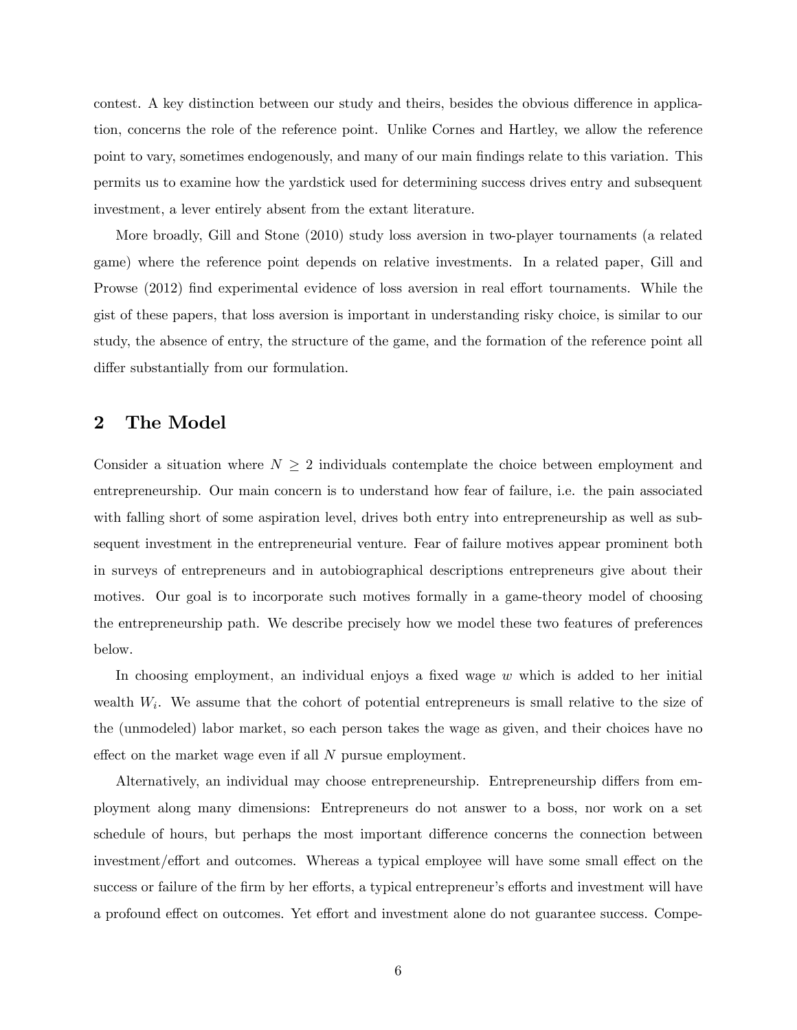contest. A key distinction between our study and theirs, besides the obvious difference in application, concerns the role of the reference point. Unlike Cornes and Hartley, we allow the reference point to vary, sometimes endogenously, and many of our main findings relate to this variation. This permits us to examine how the yardstick used for determining success drives entry and subsequent investment, a lever entirely absent from the extant literature.

More broadly, Gill and Stone (2010) study loss aversion in two-player tournaments (a related game) where the reference point depends on relative investments. In a related paper, Gill and Prowse (2012) find experimental evidence of loss aversion in real effort tournaments. While the gist of these papers, that loss aversion is important in understanding risky choice, is similar to our study, the absence of entry, the structure of the game, and the formation of the reference point all differ substantially from our formulation.

## 2 The Model

Consider a situation where $N \geq 2$ individuals contemplate the choice between employment and entrepreneurship. Our main concern is to understand how fear of failure, i.e. the pain associated with falling short of some aspiration level, drives both entry into entrepreneurship as well as subsequent investment in the entrepreneurial venture. Fear of failure motives appear prominent both in surveys of entrepreneurs and in autobiographical descriptions entrepreneurs give about their motives. Our goal is to incorporate such motives formally in a game-theory model of choosing the entrepreneurship path. We describe precisely how we model these two features of preferences below.

In choosing employment, an individual enjoys a fixed wage $w$ which is added to her initial wealth $W_i$. We assume that the cohort of potential entrepreneurs is small relative to the size of the (unmodeled) labor market, so each person takes the wage as given, and their choices have no effect on the market wage even if all $N$ pursue employment.

Alternatively, an individual may choose entrepreneurship. Entrepreneurship differs from employment along many dimensions: Entrepreneurs do not answer to a boss, nor work on a set schedule of hours, but perhaps the most important difference concerns the connection between investment/effort and outcomes. Whereas a typical employee will have some small effect on the success or failure of the firm by her efforts, a typical entrepreneur's efforts and investment will have a profound effect on outcomes. Yet effort and investment alone do not guarantee success. Compe-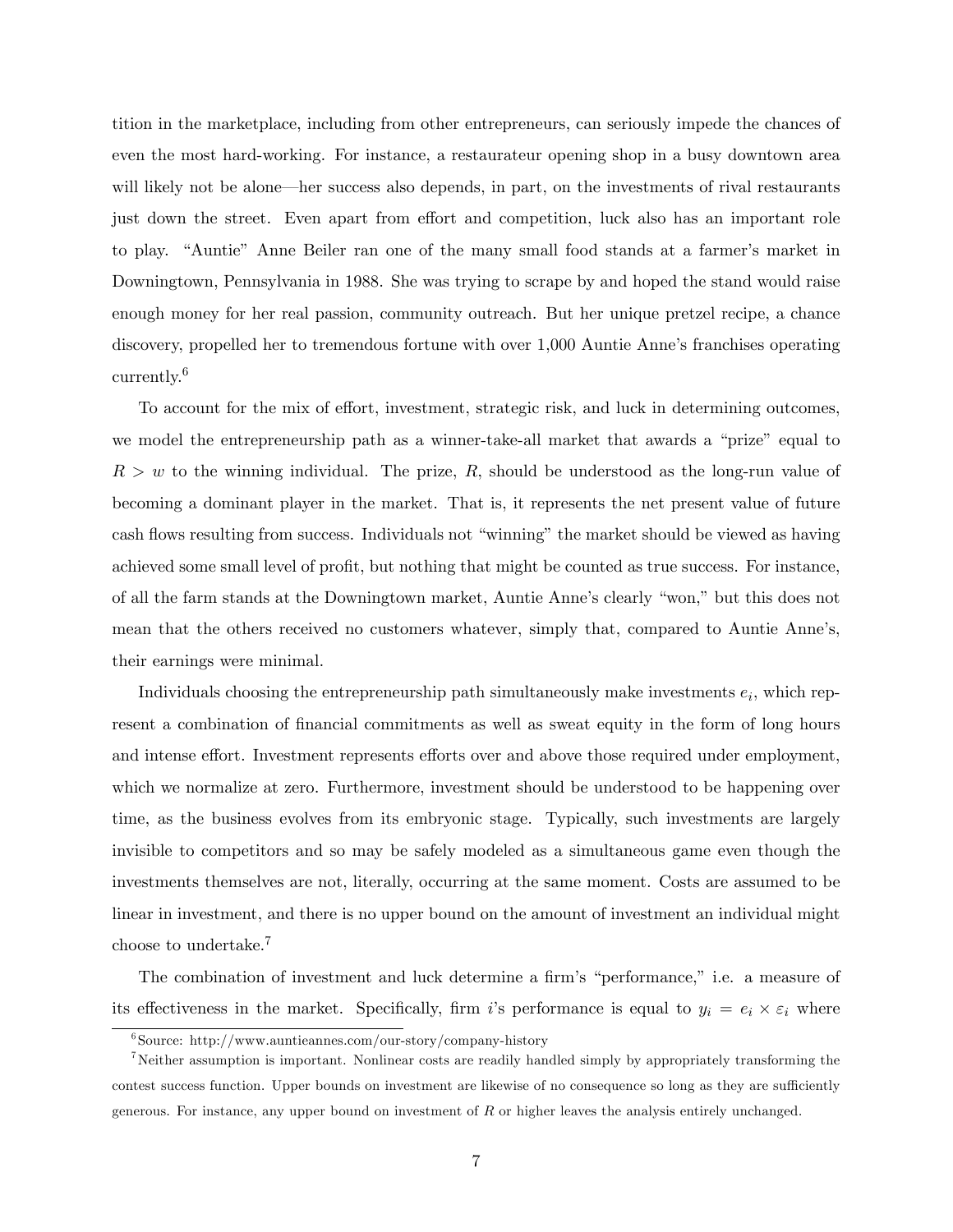tition in the marketplace, including from other entrepreneurs, can seriously impede the chances of even the most hard-working. For instance, a restaurateur opening shop in a busy downtown area will likely not be alone—her success also depends, in part, on the investments of rival restaurants just down the street. Even apart from effort and competition, luck also has an important role to play. "Auntie" Anne Beiler ran one of the many small food stands at a farmer's market in Downingtown, Pennsylvania in 1988. She was trying to scrape by and hoped the stand would raise enough money for her real passion, community outreach. But her unique pretzel recipe, a chance discovery, propelled her to tremendous fortune with over 1,000 Auntie Anne's franchises operating currently.[6]

To account for the mix of effort, investment, strategic risk, and luck in determining outcomes, we model the entrepreneurship path as a winner-take-all market that awards a "prize" equal to $R > w$ to the winning individual. The prize, $R$, should be understood as the long-run value of becoming a dominant player in the market. That is, it represents the net present value of future cash flows resulting from success. Individuals not "winning" the market should be viewed as having achieved some small level of profit, but nothing that might be counted as true success. For instance, of all the farm stands at the Downingtown market, Auntie Anne's clearly "won," but this does not mean that the others received no customers whatever, simply that, compared to Auntie Anne's, their earnings were minimal.

Individuals choosing the entrepreneurship path simultaneously make investments $e_i$, which represent a combination of financial commitments as well as sweat equity in the form of long hours and intense effort. Investment represents efforts over and above those required under employment, which we normalize at zero. Furthermore, investment should be understood to be happening over time, as the business evolves from its embryonic stage. Typically, such investments are largely invisible to competitors and so may be safely modeled as a simultaneous game even though the investments themselves are not, literally, occurring at the same moment. Costs are assumed to be linear in investment, and there is no upper bound on the amount of investment an individual might choose to undertake.[7]

The combination of investment and luck determine a firm's "performance," i.e. a measure of its effectiveness in the market. Specifically, firm $i$'s performance is equal to $y_i = e_i \times \varepsilon_i$ where

[6] Source: http://www.auntieannes.com/our-story/company-history

[7] Neither assumption is important. Nonlinear costs are readily handled simply by appropriately transforming the contest success function. Upper bounds on investment are likewise of no consequence so long as they are sufficiently generous. For instance, any upper bound on investment of $R$ or higher leaves the analysis entirely unchanged.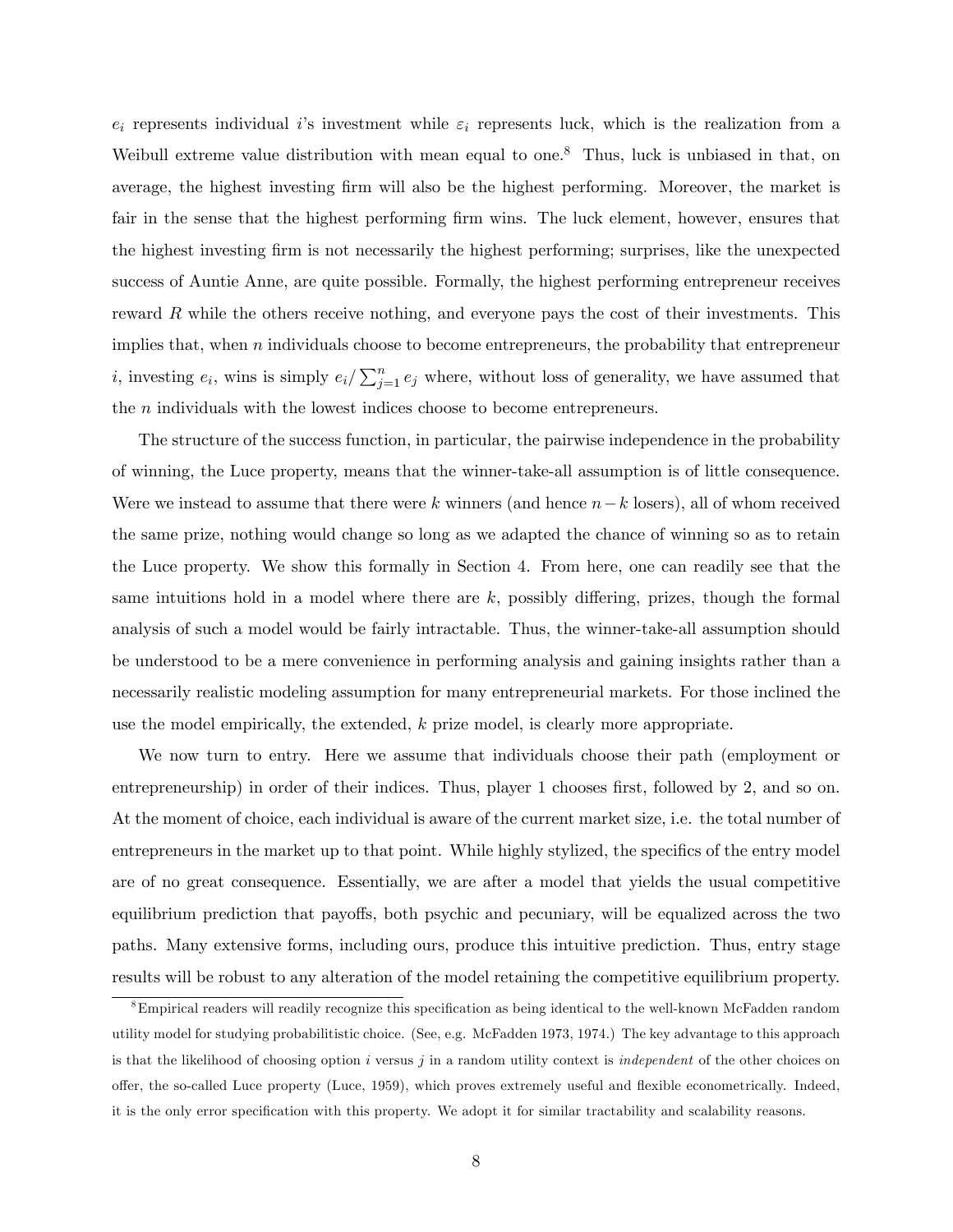$e_i$ represents individual $i$'s investment while $\varepsilon_i$ represents luck, which is the realization from a Weibull extreme value distribution with mean equal to one.[8] Thus, luck is unbiased in that, on average, the highest investing firm will also be the highest performing. Moreover, the market is fair in the sense that the highest performing firm wins. The luck element, however, ensures that the highest investing firm is not necessarily the highest performing; surprises, like the unexpected success of Auntie Anne, are quite possible. Formally, the highest performing entrepreneur receives reward $R$ while the others receive nothing, and everyone pays the cost of their investments. This implies that, when $n$ individuals choose to become entrepreneurs, the probability that entrepreneur $i$, investing $e_i$, wins is simply $e_i / \sum_{j=1}^{n} e_j$ where, without loss of generality, we have assumed that the $n$ individuals with the lowest indices choose to become entrepreneurs.

The structure of the success function, in particular, the pairwise independence in the probability of winning, the Luce property, means that the winner-take-all assumption is of little consequence. Were we instead to assume that there were $k$ winners (and hence $n-k$ losers), all of whom received the same prize, nothing would change so long as we adapted the chance of winning so as to retain the Luce property. We show this formally in Section 4. From here, one can readily see that the same intuitions hold in a model where there are $k$, possibly differing, prizes, though the formal analysis of such a model would be fairly intractable. Thus, the winner-take-all assumption should be understood to be a mere convenience in performing analysis and gaining insights rather than a necessarily realistic modeling assumption for many entrepreneurial markets. For those inclined the use the model empirically, the extended, $k$ prize model, is clearly more appropriate.

We now turn to entry. Here we assume that individuals choose their path (employment or entrepreneurship) in order of their indices. Thus, player 1 chooses first, followed by 2, and so on. At the moment of choice, each individual is aware of the current market size, i.e. the total number of entrepreneurs in the market up to that point. While highly stylized, the specifics of the entry model are of no great consequence. Essentially, we are after a model that yields the usual competitive equilibrium prediction that payoffs, both psychic and pecuniary, will be equalized across the two paths. Many extensive forms, including ours, produce this intuitive prediction. Thus, entry stage results will be robust to any alteration of the model retaining the competitive equilibrium property.

[8] Empirical readers will readily recognize this specification as being identical to the well-known McFadden random utility model for studying probabilitistic choice. (See, e.g. McFadden 1973, 1974.) The key advantage to this approach is that the likelihood of choosing option $i$ versus $j$ in a random utility context is *independent* of the other choices on offer, the so-called Luce property (Luce, 1959), which proves extremely useful and flexible econometrically. Indeed, it is the only error specification with this property. We adopt it for similar tractability and scalability reasons.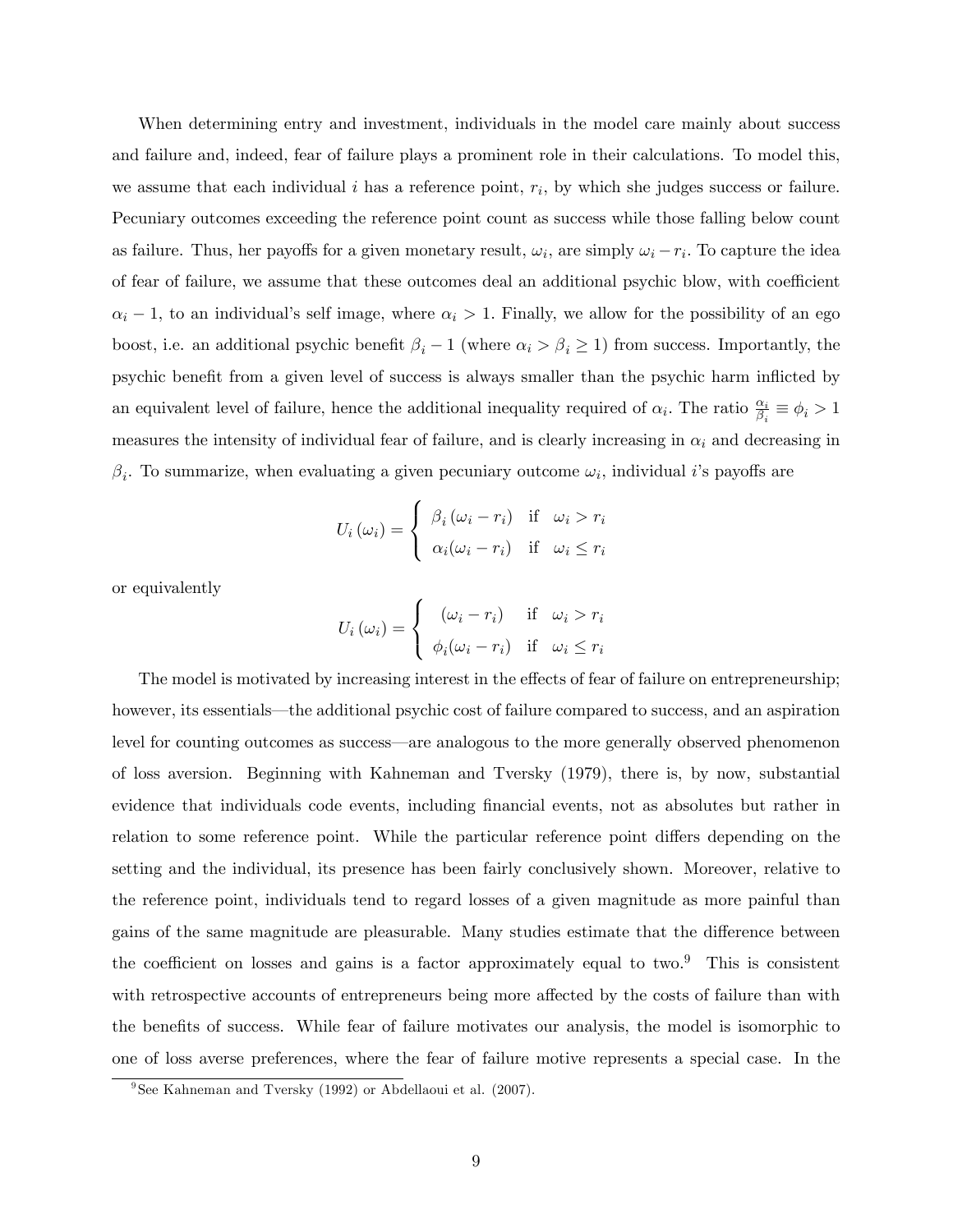When determining entry and investment, individuals in the model care mainly about success and failure and, indeed, fear of failure plays a prominent role in their calculations. To model this, we assume that each individual $i$ has a reference point, $r_i$, by which she judges success or failure. Pecuniary outcomes exceeding the reference point count as success while those falling below count as failure. Thus, her payoffs for a given monetary result, $\omega_i$, are simply $\omega_i - r_i$. To capture the idea of fear of failure, we assume that these outcomes deal an additional psychic blow, with coefficient $\alpha_i - 1$, to an individual's self image, where $\alpha_i > 1$. Finally, we allow for the possibility of an ego boost, i.e. an additional psychic benefit $\beta_i - 1$ (where $\alpha_i > \beta_i \geq 1$) from success. Importantly, the psychic benefit from a given level of success is always smaller than the psychic harm inflicted by an equivalent level of failure, hence the additional inequality required of $\alpha_i$. The ratio $\frac{\alpha_i}{\beta_i} \equiv \phi_i > 1$ measures the intensity of individual fear of failure, and is clearly increasing in $\alpha_i$ and decreasing in $\beta_i$. To summarize, when evaluating a given pecuniary outcome $\omega_i$, individual $i$'s payoffs are

$$U_i(\omega_i) = \begin{cases} \beta_i(\omega_i - r_i) & \text{if} \quad \omega_i > r_i \\ \alpha_i(\omega_i - r_i) & \text{if} \quad \omega_i \leq r_i \end{cases}$$

or equivalently

$$U_i(\omega_i) = \begin{cases} (\omega_i - r_i) & \text{if} \quad \omega_i > r_i \\ \phi_i(\omega_i - r_i) & \text{if} \quad \omega_i \leq r_i \end{cases}$$

The model is motivated by increasing interest in the effects of fear of failure on entrepreneurship; however, its essentials—the additional psychic cost of failure compared to success, and an aspiration level for counting outcomes as success—are analogous to the more generally observed phenomenon of loss aversion. Beginning with Kahneman and Tversky (1979), there is, by now, substantial evidence that individuals code events, including financial events, not as absolutes but rather in relation to some reference point. While the particular reference point differs depending on the setting and the individual, its presence has been fairly conclusively shown. Moreover, relative to the reference point, individuals tend to regard losses of a given magnitude as more painful than gains of the same magnitude are pleasurable. Many studies estimate that the difference between the coefficient on losses and gains is a factor approximately equal to two.[9] This is consistent with retrospective accounts of entrepreneurs being more affected by the costs of failure than with the benefits of success. While fear of failure motivates our analysis, the model is isomorphic to one of loss averse preferences, where the fear of failure motive represents a special case. In the

[9] See Kahneman and Tversky (1992) or Abdellaoui et al. (2007).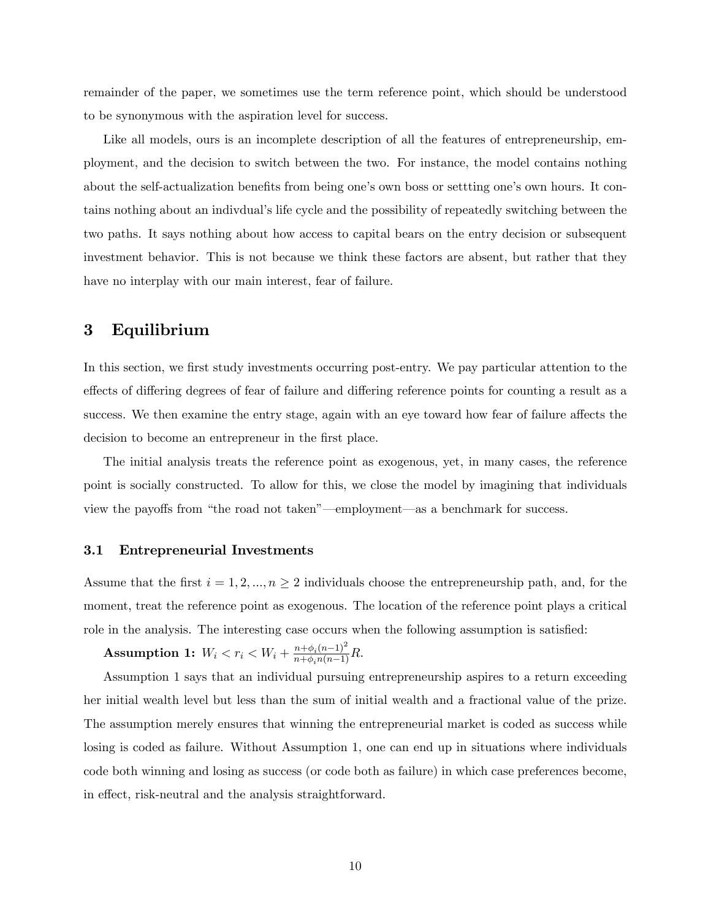remainder of the paper, we sometimes use the term reference point, which should be understood to be synonymous with the aspiration level for success.

Like all models, ours is an incomplete description of all the features of entrepreneurship, employment, and the decision to switch between the two. For instance, the model contains nothing about the self-actualization benefits from being one's own boss or settting one's own hours. It contains nothing about an indivdual's life cycle and the possibility of repeatedly switching between the two paths. It says nothing about how access to capital bears on the entry decision or subsequent investment behavior. This is not because we think these factors are absent, but rather that they have no interplay with our main interest, fear of failure.

# 3 Equilibrium

In this section, we first study investments occurring post-entry. We pay particular attention to the effects of differing degrees of fear of failure and differing reference points for counting a result as a success. We then examine the entry stage, again with an eye toward how fear of failure affects the decision to become an entrepreneur in the first place.

The initial analysis treats the reference point as exogenous, yet, in many cases, the reference point is socially constructed. To allow for this, we close the model by imagining that individuals view the payoffs from "the road not taken"—employment—as a benchmark for success.

## 3.1 Entrepreneurial Investments

Assume that the first $i = 1, 2, ..., n \geq 2$ individuals choose the entrepreneurship path, and, for the moment, treat the reference point as exogenous. The location of the reference point plays a critical role in the analysis. The interesting case occurs when the following assumption is satisfied:

**Assumption 1:** $W_i < r_i < W_i + \frac{n+\phi_i(n-1)^2}{n+\phi_i n(n-1)}R$.

Assumption 1 says that an individual pursuing entrepreneurship aspires to a return exceeding her initial wealth level but less than the sum of initial wealth and a fractional value of the prize. The assumption merely ensures that winning the entrepreneurial market is coded as success while losing is coded as failure. Without Assumption 1, one can end up in situations where individuals code both winning and losing as success (or code both as failure) in which case preferences become, in effect, risk-neutral and the analysis straightforward.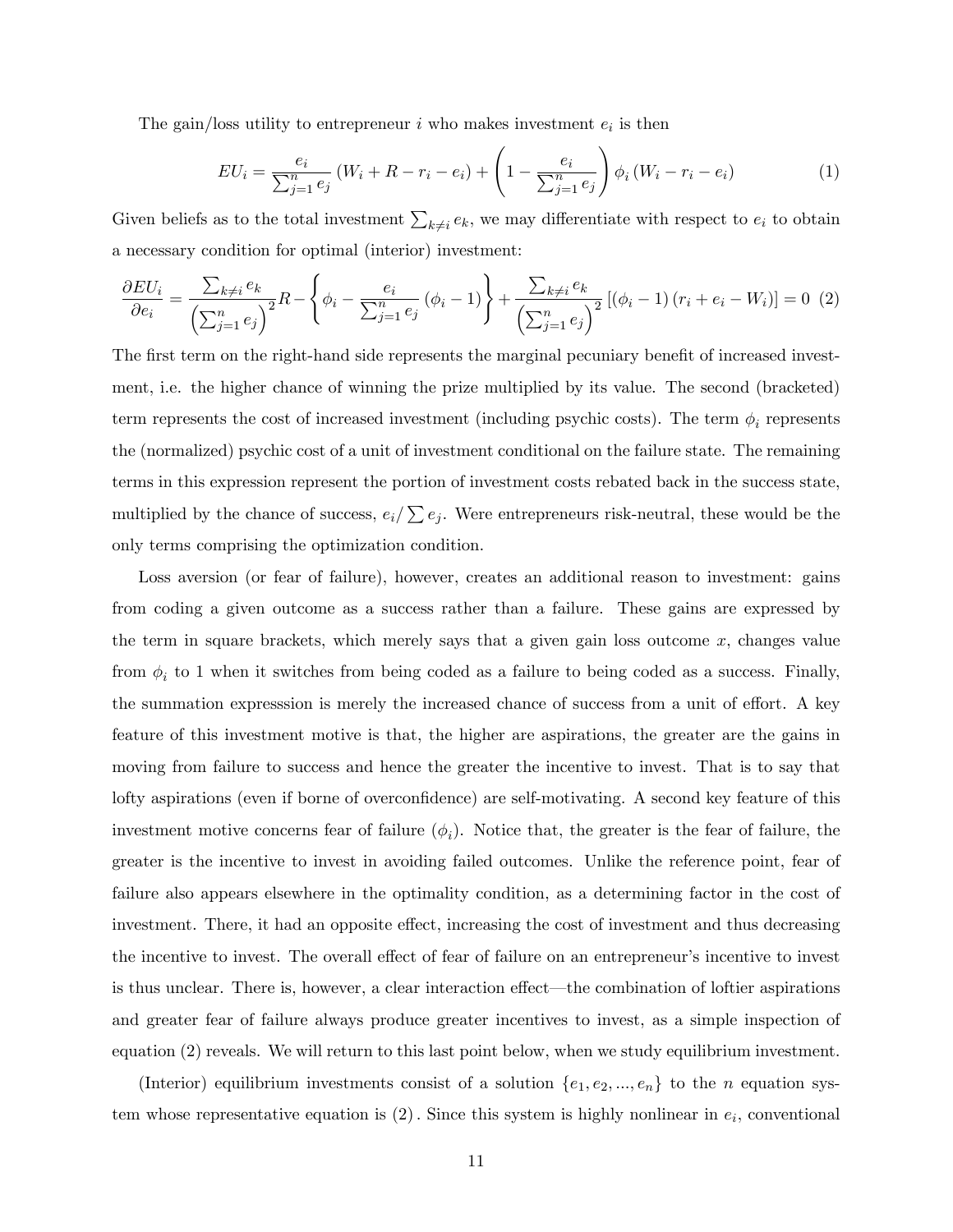The gain/loss utility to entrepreneur $i$ who makes investment $e_i$ is then

$$EU_i = \frac{e_i}{\sum_{j=1}^{n} e_j} \left( W_i + R - r_i - e_i \right) + \left( 1 - \frac{e_i}{\sum_{j=1}^{n} e_j} \right) \phi_i \left( W_i - r_i - e_i \right) \tag{1}$$

Given beliefs as to the total investment $\sum_{k \neq i} e_k$, we may differentiate with respect to $e_i$ to obtain a necessary condition for optimal (interior) investment:

$$\frac{\partial EU_i}{\partial e_i} = \frac{\sum_{k \neq i} e_k}{\left( \sum_{j=1}^{n} e_j \right)^2} R - \left\{ \phi_i - \frac{e_i}{\sum_{j=1}^{n} e_j} \left( \phi_i - 1 \right) \right\} + \frac{\sum_{k \neq i} e_k}{\left( \sum_{j=1}^{n} e_j \right)^2} \left[ \left( \phi_i - 1 \right) \left( r_i + e_i - W_i \right) \right] = 0 \tag{2}$$

The first term on the right-hand side represents the marginal pecuniary benefit of increased investment, i.e. the higher chance of winning the prize multiplied by its value. The second (bracketed) term represents the cost of increased investment (including psychic costs). The term $\phi_i$ represents the (normalized) psychic cost of a unit of investment conditional on the failure state. The remaining terms in this expression represent the portion of investment costs rebated back in the success state, multiplied by the chance of success, $e_i / \sum e_j$. Were entrepreneurs risk-neutral, these would be the only terms comprising the optimization condition.

Loss aversion (or fear of failure), however, creates an additional reason to investment: gains from coding a given outcome as a success rather than a failure. These gains are expressed by the term in square brackets, which merely says that a given gain loss outcome $x$, changes value from $\phi_i$ to 1 when it switches from being coded as a failure to being coded as a success. Finally, the summation expresssion is merely the increased chance of success from a unit of effort. A key feature of this investment motive is that, the higher are aspirations, the greater are the gains in moving from failure to success and hence the greater the incentive to invest. That is to say that lofty aspirations (even if borne of overconfidence) are self-motivating. A second key feature of this investment motive concerns fear of failure ($\phi_i$). Notice that, the greater is the fear of failure, the greater is the incentive to invest in avoiding failed outcomes. Unlike the reference point, fear of failure also appears elsewhere in the optimality condition, as a determining factor in the cost of investment. There, it had an opposite effect, increasing the cost of investment and thus decreasing the incentive to invest. The overall effect of fear of failure on an entrepreneur's incentive to invest is thus unclear. There is, however, a clear interaction effect—the combination of loftier aspirations and greater fear of failure always produce greater incentives to invest, as a simple inspection of equation (2) reveals. We will return to this last point below, when we study equilibrium investment.

(Interior) equilibrium investments consist of a solution $\{e_1, e_2, ..., e_n\}$ to the $n$ equation system whose representative equation is $(2)$. Since this system is highly nonlinear in $e_i$, conventional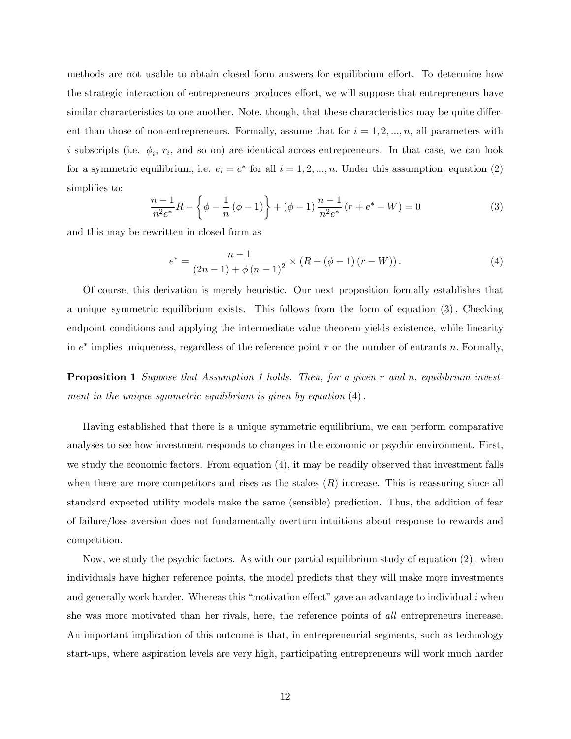methods are not usable to obtain closed form answers for equilibrium effort. To determine how the strategic interaction of entrepreneurs produces effort, we will suppose that entrepreneurs have similar characteristics to one another. Note, though, that these characteristics may be quite different than those of non-entrepreneurs. Formally, assume that for $i = 1, 2, ..., n$, all parameters with $i$ subscripts (i.e. $\phi_i$, $r_i$, and so on) are identical across entrepreneurs. In that case, we can look for a symmetric equilibrium, i.e. $e_i = e^*$ for all $i = 1, 2, ..., n$. Under this assumption, equation (2) simplifies to:

$$\frac{n-1}{n^2 e^*} R - \left\{ \phi - \frac{1}{n} (\phi - 1) \right\} + (\phi - 1) \frac{n-1}{n^2 e^*} (r + e^* - W) = 0 \tag{3}$$

and this may be rewritten in closed form as

$$e^* = \frac{n-1}{(2n-1) + \phi (n-1)^2} \times (R + (\phi - 1)(r - W)). \tag{4}$$

Of course, this derivation is merely heuristic. Our next proposition formally establishes that a unique symmetric equilibrium exists. This follows from the form of equation (3). Checking endpoint conditions and applying the intermediate value theorem yields existence, while linearity in $e^*$ implies uniqueness, regardless of the reference point $r$ or the number of entrants $n$. Formally,

**Proposition 1** *Suppose that Assumption 1 holds. Then, for a given $r$ and $n$, equilibrium investment in the unique symmetric equilibrium is given by equation (4).*

Having established that there is a unique symmetric equilibrium, we can perform comparative analyses to see how investment responds to changes in the economic or psychic environment. First, we study the economic factors. From equation (4), it may be readily observed that investment falls when there are more competitors and rises as the stakes ($R$) increase. This is reassuring since all standard expected utility models make the same (sensible) prediction. Thus, the addition of fear of failure/loss aversion does not fundamentally overturn intuitions about response to rewards and competition.

Now, we study the psychic factors. As with our partial equilibrium study of equation (2), when individuals have higher reference points, the model predicts that they will make more investments and generally work harder. Whereas this "motivation effect" gave an advantage to individual $i$ when she was more motivated than her rivals, here, the reference points of *all* entrepreneurs increase. An important implication of this outcome is that, in entrepreneurial segments, such as technology start-ups, where aspiration levels are very high, participating entrepreneurs will work much harder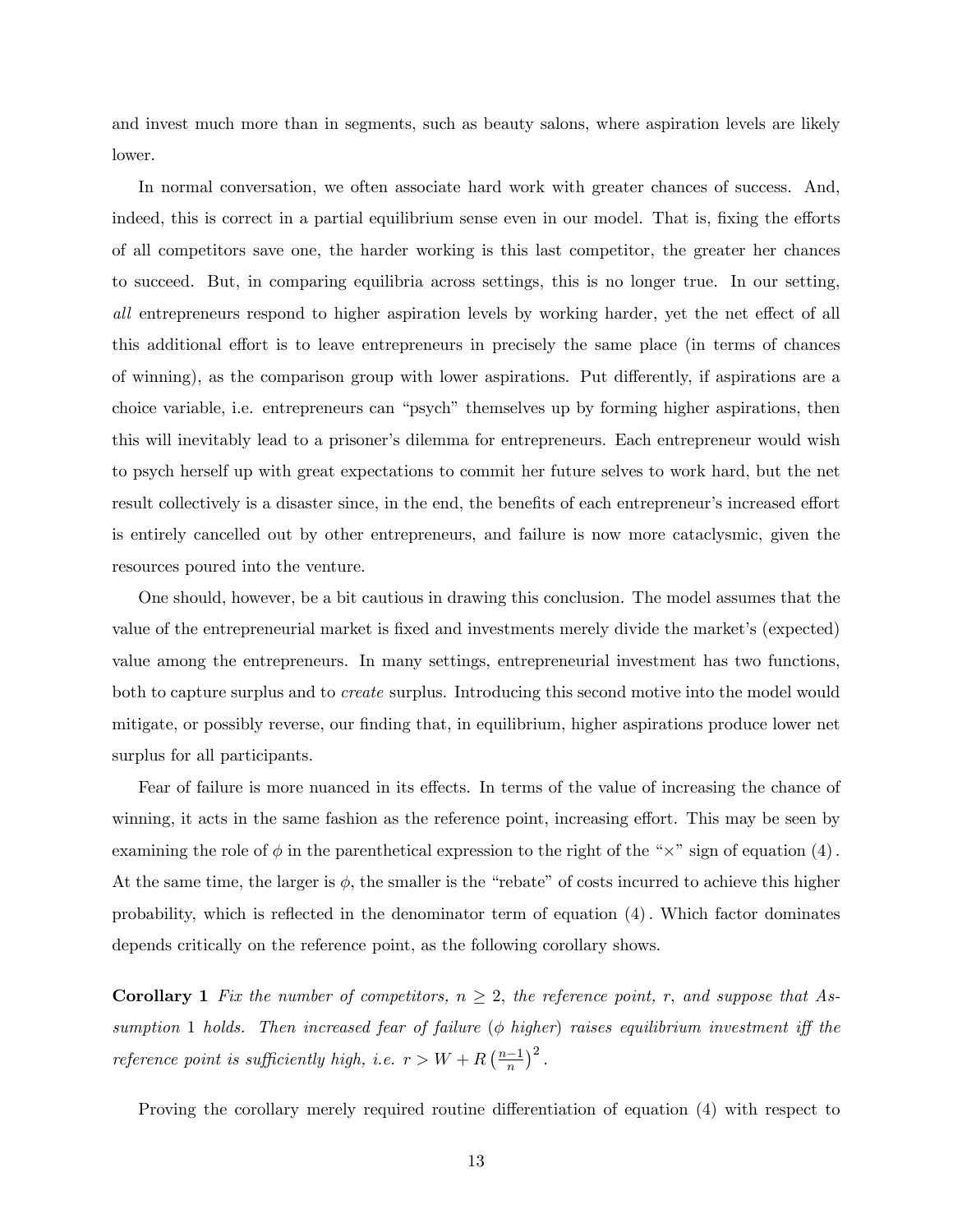and invest much more than in segments, such as beauty salons, where aspiration levels are likely lower.

In normal conversation, we often associate hard work with greater chances of success. And, indeed, this is correct in a partial equilibrium sense even in our model. That is, fixing the efforts of all competitors save one, the harder working is this last competitor, the greater her chances to succeed. But, in comparing equilibria across settings, this is no longer true. In our setting, *all* entrepreneurs respond to higher aspiration levels by working harder, yet the net effect of all this additional effort is to leave entrepreneurs in precisely the same place (in terms of chances of winning), as the comparison group with lower aspirations. Put differently, if aspirations are a choice variable, i.e. entrepreneurs can "psych" themselves up by forming higher aspirations, then this will inevitably lead to a prisoner's dilemma for entrepreneurs. Each entrepreneur would wish to psych herself up with great expectations to commit her future selves to work hard, but the net result collectively is a disaster since, in the end, the benefits of each entrepreneur's increased effort is entirely cancelled out by other entrepreneurs, and failure is now more cataclysmic, given the resources poured into the venture.

One should, however, be a bit cautious in drawing this conclusion. The model assumes that the value of the entrepreneurial market is fixed and investments merely divide the market's (expected) value among the entrepreneurs. In many settings, entrepreneurial investment has two functions, both to capture surplus and to *create* surplus. Introducing this second motive into the model would mitigate, or possibly reverse, our finding that, in equilibrium, higher aspirations produce lower net surplus for all participants.

Fear of failure is more nuanced in its effects. In terms of the value of increasing the chance of winning, it acts in the same fashion as the reference point, increasing effort. This may be seen by examining the role of $\phi$ in the parenthetical expression to the right of the "$\times$" sign of equation (4). At the same time, the larger is $\phi$, the smaller is the "rebate" of costs incurred to achieve this higher probability, which is reflected in the denominator term of equation (4). Which factor dominates depends critically on the reference point, as the following corollary shows.

**Corollary 1** *Fix the number of competitors, $n \geq 2$, the reference point, $r$, and suppose that Assumption 1 holds. Then increased fear of failure ($\phi$ higher) raises equilibrium investment iff the reference point is sufficiently high, i.e. $r > W + R\left(\frac{n-1}{n}\right)^2$.*

Proving the corollary merely required routine differentiation of equation (4) with respect to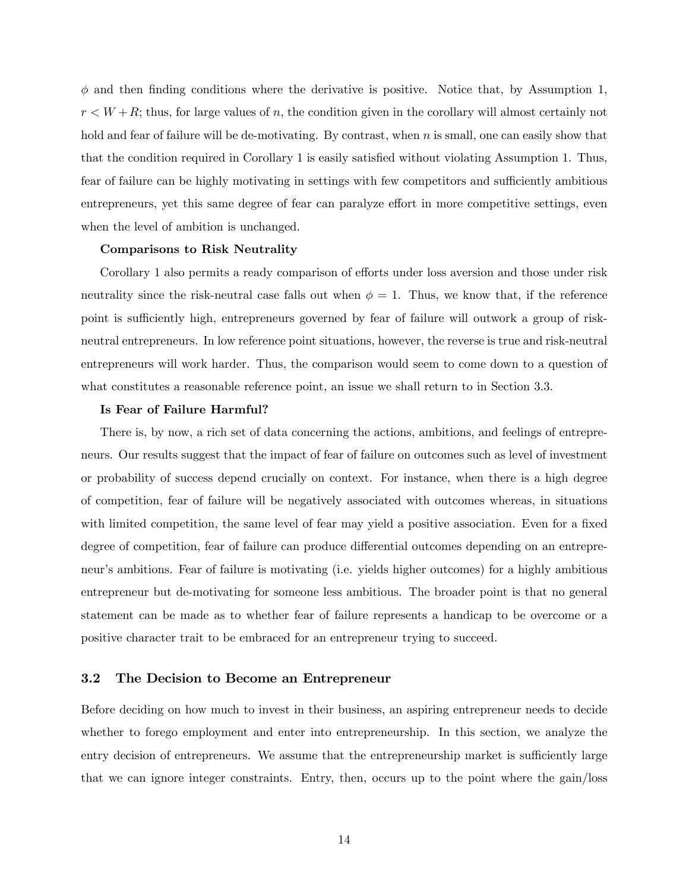$\phi$ and then finding conditions where the derivative is positive. Notice that, by Assumption 1, $r < W + R$; thus, for large values of $n$, the condition given in the corollary will almost certainly not hold and fear of failure will be de-motivating. By contrast, when $n$ is small, one can easily show that that the condition required in Corollary 1 is easily satisfied without violating Assumption 1. Thus, fear of failure can be highly motivating in settings with few competitors and sufficiently ambitious entrepreneurs, yet this same degree of fear can paralyze effort in more competitive settings, even when the level of ambition is unchanged.

**Comparisons to Risk Neutrality**

Corollary 1 also permits a ready comparison of efforts under loss aversion and those under risk neutrality since the risk-neutral case falls out when $\phi = 1$. Thus, we know that, if the reference point is sufficiently high, entrepreneurs governed by fear of failure will outwork a group of risk-neutral entrepreneurs. In low reference point situations, however, the reverse is true and risk-neutral entrepreneurs will work harder. Thus, the comparison would seem to come down to a question of what constitutes a reasonable reference point, an issue we shall return to in Section 3.3.

**Is Fear of Failure Harmful?**

There is, by now, a rich set of data concerning the actions, ambitions, and feelings of entrepreneurs. Our results suggest that the impact of fear of failure on outcomes such as level of investment or probability of success depend crucially on context. For instance, when there is a high degree of competition, fear of failure will be negatively associated with outcomes whereas, in situations with limited competition, the same level of fear may yield a positive association. Even for a fixed degree of competition, fear of failure can produce differential outcomes depending on an entrepreneur's ambitions. Fear of failure is motivating (i.e. yields higher outcomes) for a highly ambitious entrepreneur but de-motivating for someone less ambitious. The broader point is that no general statement can be made as to whether fear of failure represents a handicap to be overcome or a positive character trait to be embraced for an entrepreneur trying to succeed.

### 3.2 The Decision to Become an Entrepreneur

Before deciding on how much to invest in their business, an aspiring entrepreneur needs to decide whether to forego employment and enter into entrepreneurship. In this section, we analyze the entry decision of entrepreneurs. We assume that the entrepreneurship market is sufficiently large that we can ignore integer constraints. Entry, then, occurs up to the point where the gain/loss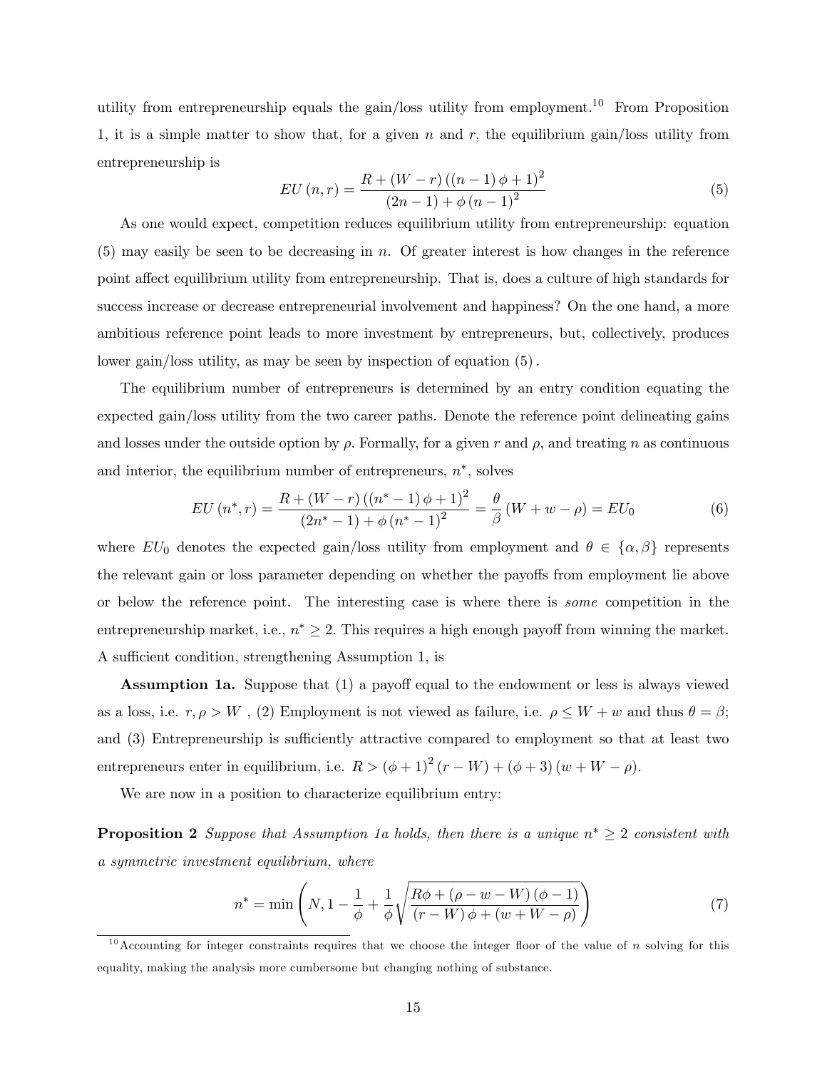utility from entrepreneurship equals the gain/loss utility from employment.[10] From Proposition 1, it is a simple matter to show that, for a given $n$ and $r$, the equilibrium gain/loss utility from entrepreneurship is

$$EU(n,r) = \frac{R + (W-r)\left((n-1)\phi + 1\right)^2}{(2n-1) + \phi(n-1)^2} \tag{5}$$

As one would expect, competition reduces equilibrium utility from entrepreneurship: equation (5) may easily be seen to be decreasing in $n$. Of greater interest is how changes in the reference point affect equilibrium utility from entrepreneurship. That is, does a culture of high standards for success increase or decrease entrepreneurial involvement and happiness? On the one hand, a more ambitious reference point leads to more investment by entrepreneurs, but, collectively, produces lower gain/loss utility, as may be seen by inspection of equation (5).

The equilibrium number of entrepreneurs is determined by an entry condition equating the expected gain/loss utility from the two career paths. Denote the reference point delineating gains and losses under the outside option by $\rho$. Formally, for a given $r$ and $\rho$, and treating $n$ as continuous and interior, the equilibrium number of entrepreneurs, $n^*$, solves

$$EU(n^*,r) = \frac{R + (W-r)\left((n^*-1)\phi + 1\right)^2}{(2n^*-1) + \phi(n^*-1)^2} = \frac{\theta}{\beta}(W + w - \rho) = EU_0 \tag{6}$$

where $EU_0$ denotes the expected gain/loss utility from employment and $\theta \in \{\alpha, \beta\}$ represents the relevant gain or loss parameter depending on whether the payoffs from employment lie above or below the reference point. The interesting case is where there is *some* competition in the entrepreneurship market, i.e., $n^* \geq 2$. This requires a high enough payoff from winning the market. A sufficient condition, strengthening Assumption 1, is

**Assumption 1a.** Suppose that (1) a payoff equal to the endowment or less is always viewed as a loss, i.e. $r, \rho > W$, (2) Employment is not viewed as failure, i.e. $\rho \leq W + w$ and thus $\theta = \beta$; and (3) Entrepreneurship is sufficiently attractive compared to employment so that at least two entrepreneurs enter in equilibrium, i.e. $R > (\phi+1)^2(r - W) + (\phi + 3)(w + W - \rho)$.

We are now in a position to characterize equilibrium entry:

**Proposition 2** *Suppose that Assumption 1a holds, then there is a unique $n^* \geq 2$ consistent with a symmetric investment equilibrium, where*

$$n^* = \min\left(N, 1 - \frac{1}{\phi} + \frac{1}{\phi}\sqrt{\frac{R\phi + (\rho - w - W)(\phi - 1)}{(r - W)\phi + (w + W - \rho)}}\right) \tag{7}$$

---

[10] Accounting for integer constraints requires that we choose the integer floor of the value of $n$ solving for this equality, making the analysis more cumbersome but changing nothing of substance.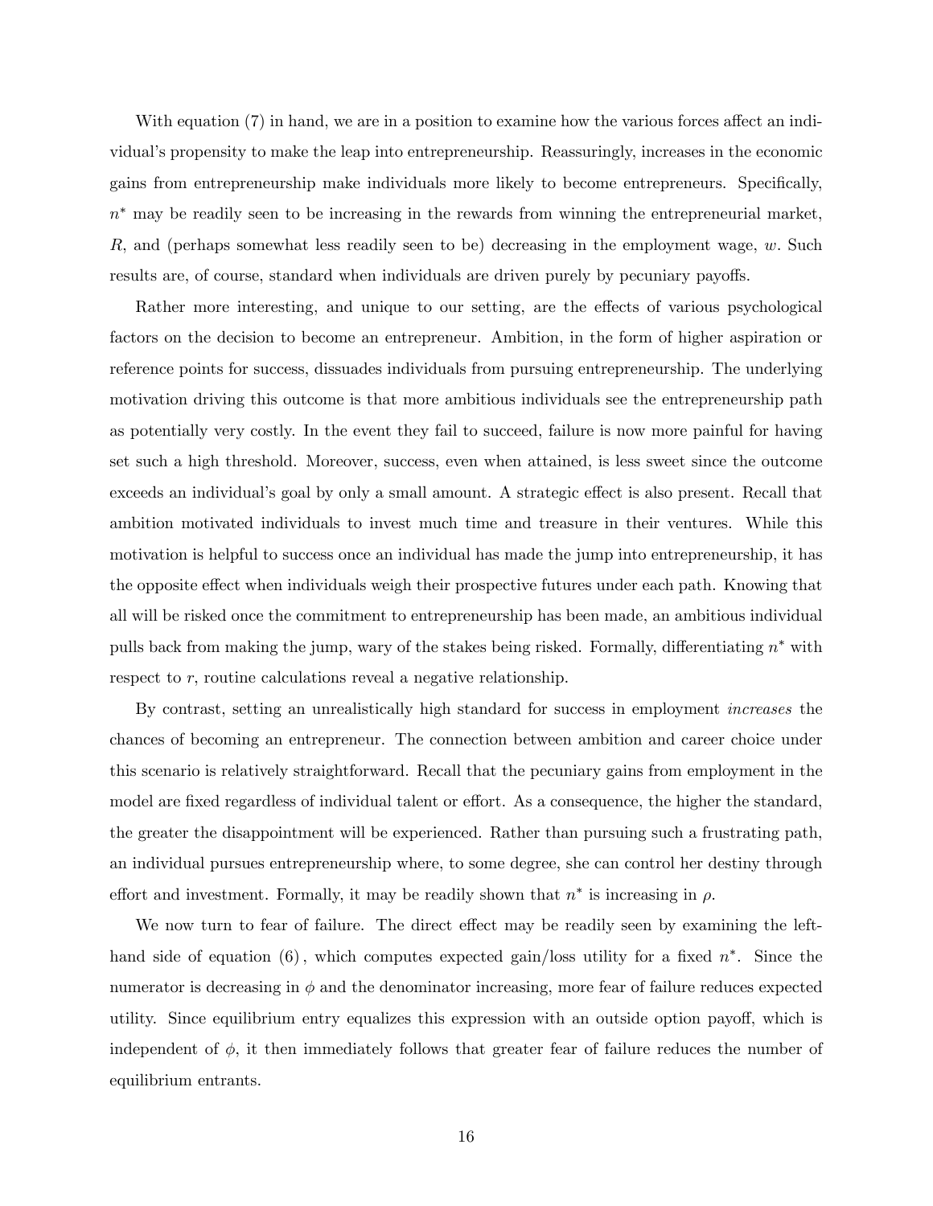With equation (7) in hand, we are in a position to examine how the various forces affect an individual's propensity to make the leap into entrepreneurship. Reassuringly, increases in the economic gains from entrepreneurship make individuals more likely to become entrepreneurs. Specifically, $n^*$ may be readily seen to be increasing in the rewards from winning the entrepreneurial market, $R$, and (perhaps somewhat less readily seen to be) decreasing in the employment wage, $w$. Such results are, of course, standard when individuals are driven purely by pecuniary payoffs.

Rather more interesting, and unique to our setting, are the effects of various psychological factors on the decision to become an entrepreneur. Ambition, in the form of higher aspiration or reference points for success, dissuades individuals from pursuing entrepreneurship. The underlying motivation driving this outcome is that more ambitious individuals see the entrepreneurship path as potentially very costly. In the event they fail to succeed, failure is now more painful for having set such a high threshold. Moreover, success, even when attained, is less sweet since the outcome exceeds an individual's goal by only a small amount. A strategic effect is also present. Recall that ambition motivated individuals to invest much time and treasure in their ventures. While this motivation is helpful to success once an individual has made the jump into entrepreneurship, it has the opposite effect when individuals weigh their prospective futures under each path. Knowing that all will be risked once the commitment to entrepreneurship has been made, an ambitious individual pulls back from making the jump, wary of the stakes being risked. Formally, differentiating $n^*$ with respect to $r$, routine calculations reveal a negative relationship.

By contrast, setting an unrealistically high standard for success in employment *increases* the chances of becoming an entrepreneur. The connection between ambition and career choice under this scenario is relatively straightforward. Recall that the pecuniary gains from employment in the model are fixed regardless of individual talent or effort. As a consequence, the higher the standard, the greater the disappointment will be experienced. Rather than pursuing such a frustrating path, an individual pursues entrepreneurship where, to some degree, she can control her destiny through effort and investment. Formally, it may be readily shown that $n^*$ is increasing in $\rho$.

We now turn to fear of failure. The direct effect may be readily seen by examining the left-hand side of equation (6), which computes expected gain/loss utility for a fixed $n^*$. Since the numerator is decreasing in $\phi$ and the denominator increasing, more fear of failure reduces expected utility. Since equilibrium entry equalizes this expression with an outside option payoff, which is independent of $\phi$, it then immediately follows that greater fear of failure reduces the number of equilibrium entrants.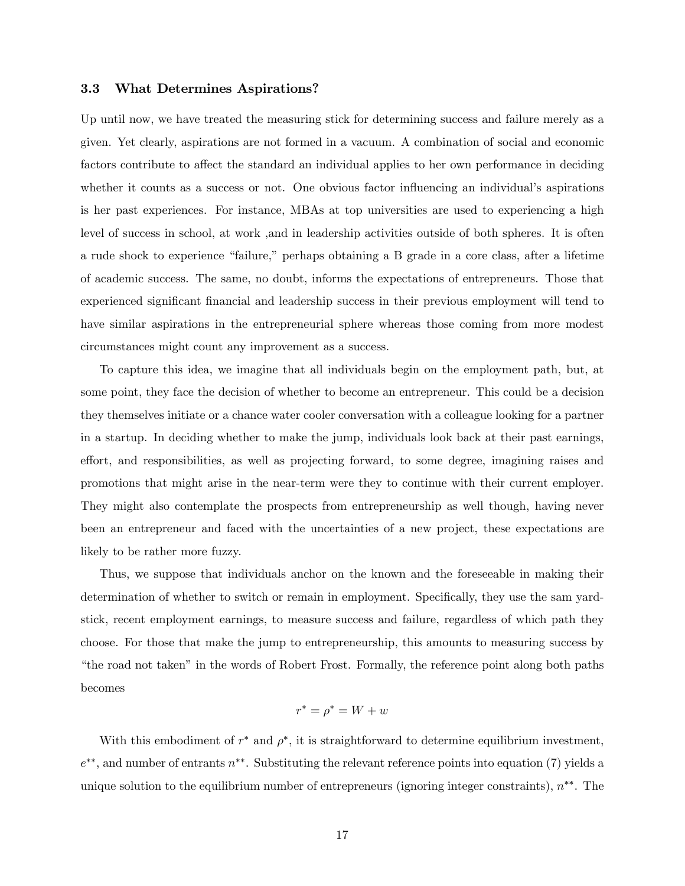### 3.3 What Determines Aspirations?

Up until now, we have treated the measuring stick for determining success and failure merely as a given. Yet clearly, aspirations are not formed in a vacuum. A combination of social and economic factors contribute to affect the standard an individual applies to her own performance in deciding whether it counts as a success or not. One obvious factor influencing an individual's aspirations is her past experiences. For instance, MBAs at top universities are used to experiencing a high level of success in school, at work ,and in leadership activities outside of both spheres. It is often a rude shock to experience "failure," perhaps obtaining a B grade in a core class, after a lifetime of academic success. The same, no doubt, informs the expectations of entrepreneurs. Those that experienced significant financial and leadership success in their previous employment will tend to have similar aspirations in the entrepreneurial sphere whereas those coming from more modest circumstances might count any improvement as a success.

To capture this idea, we imagine that all individuals begin on the employment path, but, at some point, they face the decision of whether to become an entrepreneur. This could be a decision they themselves initiate or a chance water cooler conversation with a colleague looking for a partner in a startup. In deciding whether to make the jump, individuals look back at their past earnings, effort, and responsibilities, as well as projecting forward, to some degree, imagining raises and promotions that might arise in the near-term were they to continue with their current employer. They might also contemplate the prospects from entrepreneurship as well though, having never been an entrepreneur and faced with the uncertainties of a new project, these expectations are likely to be rather more fuzzy.

Thus, we suppose that individuals anchor on the known and the foreseeable in making their determination of whether to switch or remain in employment. Specifically, they use the sam yardstick, recent employment earnings, to measure success and failure, regardless of which path they choose. For those that make the jump to entrepreneurship, this amounts to measuring success by "the road not taken" in the words of Robert Frost. Formally, the reference point along both paths becomes

$$r^* = \rho^* = W + w$$

With this embodiment of $r^*$ and $\rho^*$, it is straightforward to determine equilibrium investment, $e^{**}$, and number of entrants $n^{**}$. Substituting the relevant reference points into equation (7) yields a unique solution to the equilibrium number of entrepreneurs (ignoring integer constraints), $n^{**}$. The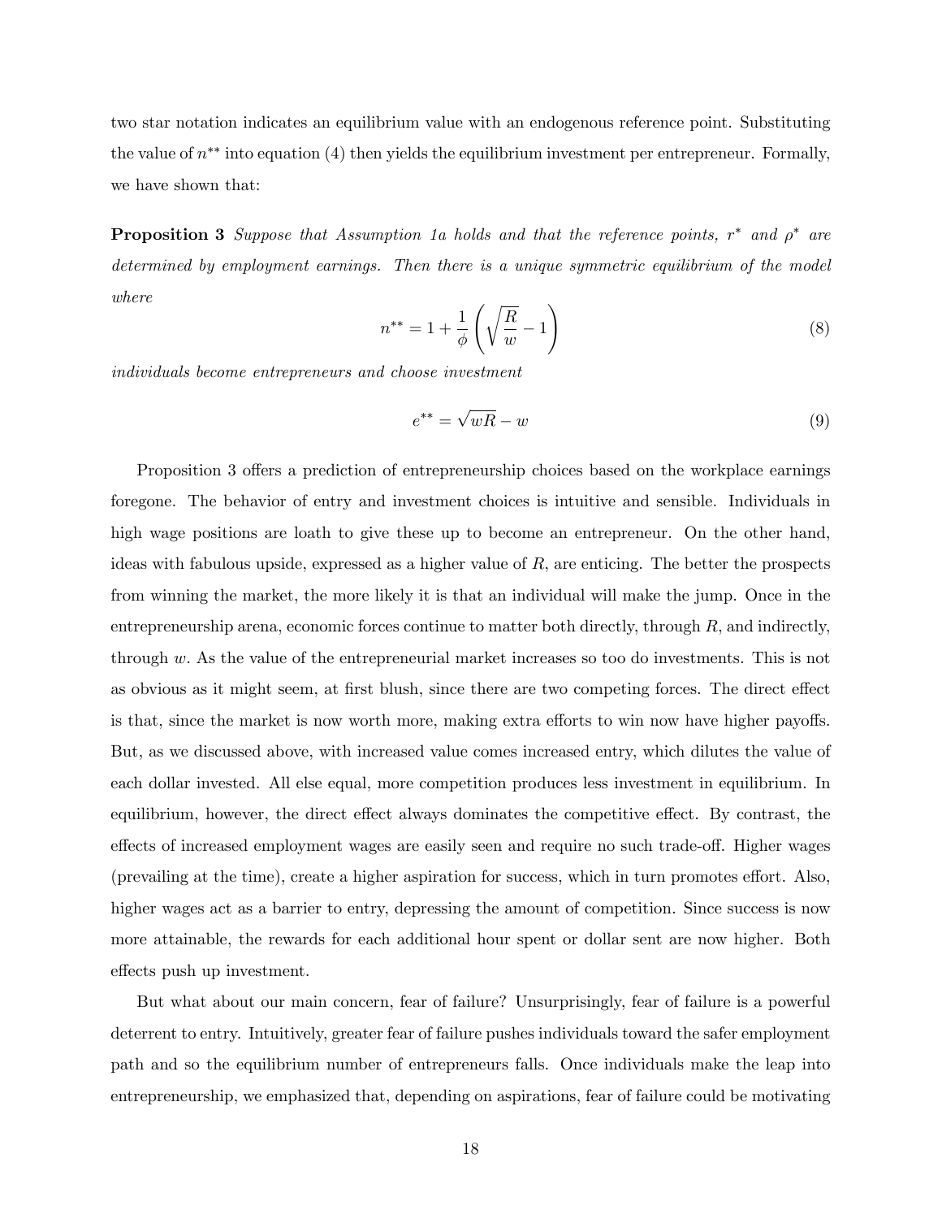two star notation indicates an equilibrium value with an endogenous reference point. Substituting the value of $n^{**}$ into equation (4) then yields the equilibrium investment per entrepreneur. Formally, we have shown that:

**Proposition 3** *Suppose that Assumption 1a holds and that the reference points, $r^*$ and $\rho^*$ are determined by employment earnings. Then there is a unique symmetric equilibrium of the model where*

$$n^{**} = 1 + \frac{1}{\phi}\left(\sqrt{\frac{R}{w}} - 1\right) \tag{8}$$

*individuals become entrepreneurs and choose investment*

$$e^{**} = \sqrt{wR} - w \tag{9}$$

Proposition 3 offers a prediction of entrepreneurship choices based on the workplace earnings foregone. The behavior of entry and investment choices is intuitive and sensible. Individuals in high wage positions are loath to give these up to become an entrepreneur. On the other hand, ideas with fabulous upside, expressed as a higher value of $R$, are enticing. The better the prospects from winning the market, the more likely it is that an individual will make the jump. Once in the entrepreneurship arena, economic forces continue to matter both directly, through $R$, and indirectly, through $w$. As the value of the entrepreneurial market increases so too do investments. This is not as obvious as it might seem, at first blush, since there are two competing forces. The direct effect is that, since the market is now worth more, making extra efforts to win now have higher payoffs. But, as we discussed above, with increased value comes increased entry, which dilutes the value of each dollar invested. All else equal, more competition produces less investment in equilibrium. In equilibrium, however, the direct effect always dominates the competitive effect. By contrast, the effects of increased employment wages are easily seen and require no such trade-off. Higher wages (prevailing at the time), create a higher aspiration for success, which in turn promotes effort. Also, higher wages act as a barrier to entry, depressing the amount of competition. Since success is now more attainable, the rewards for each additional hour spent or dollar sent are now higher. Both effects push up investment.

But what about our main concern, fear of failure? Unsurprisingly, fear of failure is a powerful deterrent to entry. Intuitively, greater fear of failure pushes individuals toward the safer employment path and so the equilibrium number of entrepreneurs falls. Once individuals make the leap into entrepreneurship, we emphasized that, depending on aspirations, fear of failure could be motivating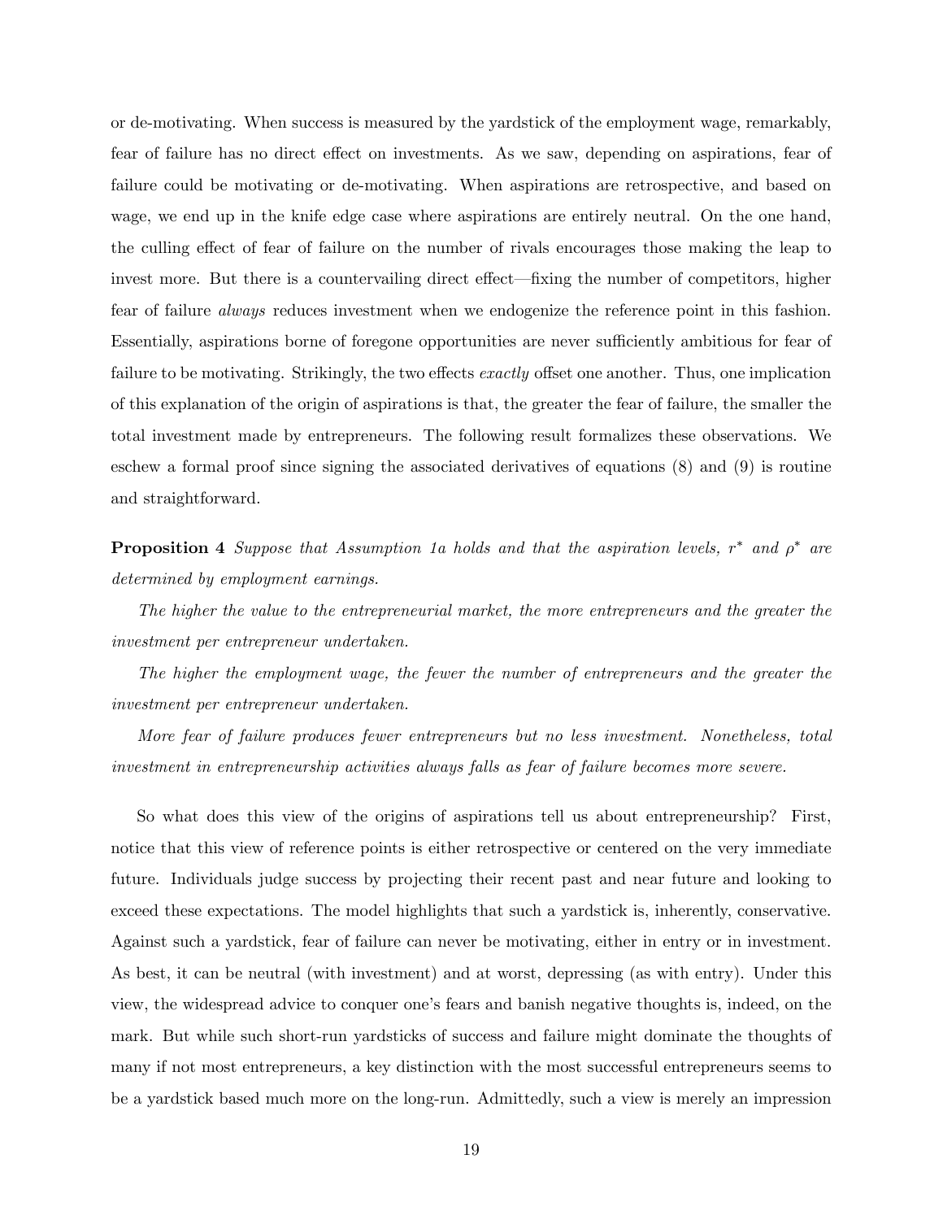or de-motivating. When success is measured by the yardstick of the employment wage, remarkably, fear of failure has no direct effect on investments. As we saw, depending on aspirations, fear of failure could be motivating or de-motivating. When aspirations are retrospective, and based on wage, we end up in the knife edge case where aspirations are entirely neutral. On the one hand, the culling effect of fear of failure on the number of rivals encourages those making the leap to invest more. But there is a countervailing direct effect—fixing the number of competitors, higher fear of failure *always* reduces investment when we endogenize the reference point in this fashion. Essentially, aspirations borne of foregone opportunities are never sufficiently ambitious for fear of failure to be motivating. Strikingly, the two effects *exactly* offset one another. Thus, one implication of this explanation of the origin of aspirations is that, the greater the fear of failure, the smaller the total investment made by entrepreneurs. The following result formalizes these observations. We eschew a formal proof since signing the associated derivatives of equations (8) and (9) is routine and straightforward.

**Proposition 4** *Suppose that Assumption 1a holds and that the aspiration levels, $r^*$ and $\rho^*$ are determined by employment earnings.*

*The higher the value to the entrepreneurial market, the more entrepreneurs and the greater the investment per entrepreneur undertaken.*

*The higher the employment wage, the fewer the number of entrepreneurs and the greater the investment per entrepreneur undertaken.*

*More fear of failure produces fewer entrepreneurs but no less investment. Nonetheless, total investment in entrepreneurship activities always falls as fear of failure becomes more severe.*

So what does this view of the origins of aspirations tell us about entrepreneurship? First, notice that this view of reference points is either retrospective or centered on the very immediate future. Individuals judge success by projecting their recent past and near future and looking to exceed these expectations. The model highlights that such a yardstick is, inherently, conservative. Against such a yardstick, fear of failure can never be motivating, either in entry or in investment. As best, it can be neutral (with investment) and at worst, depressing (as with entry). Under this view, the widespread advice to conquer one's fears and banish negative thoughts is, indeed, on the mark. But while such short-run yardsticks of success and failure might dominate the thoughts of many if not most entrepreneurs, a key distinction with the most successful entrepreneurs seems to be a yardstick based much more on the long-run. Admittedly, such a view is merely an impression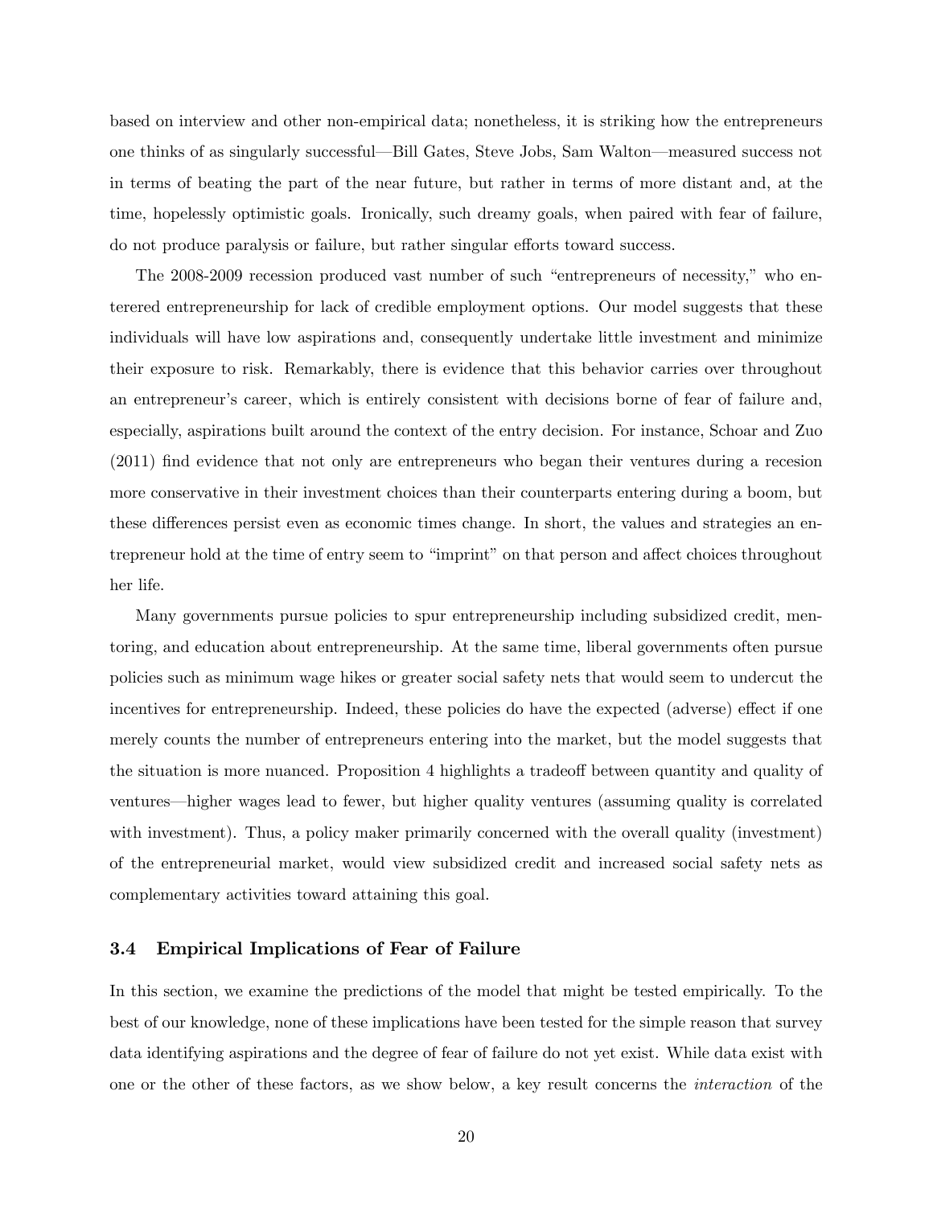based on interview and other non-empirical data; nonetheless, it is striking how the entrepreneurs one thinks of as singularly successful—Bill Gates, Steve Jobs, Sam Walton—measured success not in terms of beating the part of the near future, but rather in terms of more distant and, at the time, hopelessly optimistic goals. Ironically, such dreamy goals, when paired with fear of failure, do not produce paralysis or failure, but rather singular efforts toward success.

The 2008-2009 recession produced vast number of such "entrepreneurs of necessity," who enterered entrepreneurship for lack of credible employment options. Our model suggests that these individuals will have low aspirations and, consequently undertake little investment and minimize their exposure to risk. Remarkably, there is evidence that this behavior carries over throughout an entrepreneur's career, which is entirely consistent with decisions borne of fear of failure and, especially, aspirations built around the context of the entry decision. For instance, Schoar and Zuo (2011) find evidence that not only are entrepreneurs who began their ventures during a recesion more conservative in their investment choices than their counterparts entering during a boom, but these differences persist even as economic times change. In short, the values and strategies an entrepreneur hold at the time of entry seem to "imprint" on that person and affect choices throughout her life.

Many governments pursue policies to spur entrepreneurship including subsidized credit, mentoring, and education about entrepreneurship. At the same time, liberal governments often pursue policies such as minimum wage hikes or greater social safety nets that would seem to undercut the incentives for entrepreneurship. Indeed, these policies do have the expected (adverse) effect if one merely counts the number of entrepreneurs entering into the market, but the model suggests that the situation is more nuanced. Proposition 4 highlights a tradeoff between quantity and quality of ventures—higher wages lead to fewer, but higher quality ventures (assuming quality is correlated with investment). Thus, a policy maker primarily concerned with the overall quality (investment) of the entrepreneurial market, would view subsidized credit and increased social safety nets as complementary activities toward attaining this goal.

### 3.4 Empirical Implications of Fear of Failure

In this section, we examine the predictions of the model that might be tested empirically. To the best of our knowledge, none of these implications have been tested for the simple reason that survey data identifying aspirations and the degree of fear of failure do not yet exist. While data exist with one or the other of these factors, as we show below, a key result concerns the *interaction* of the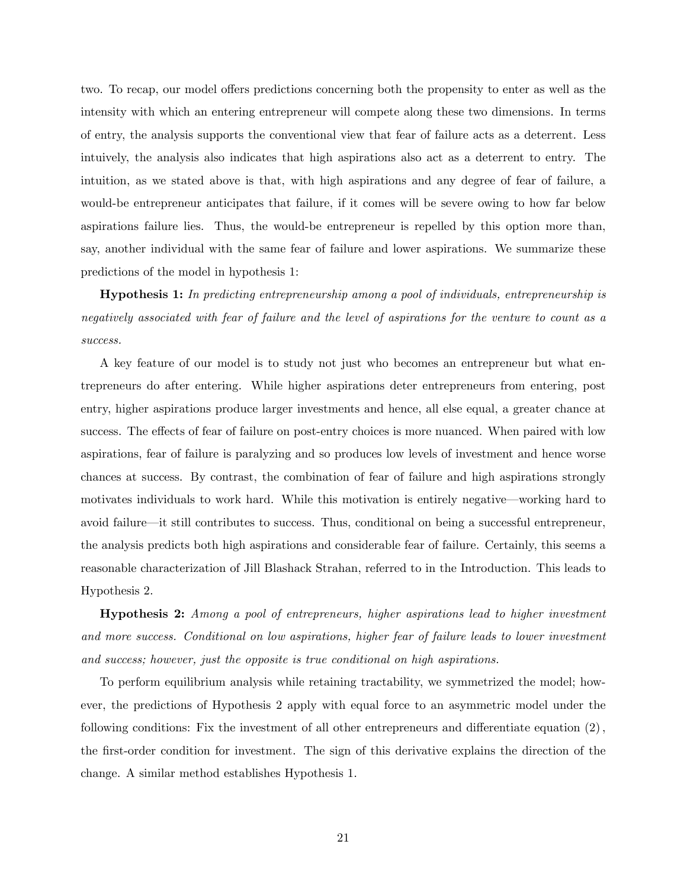two. To recap, our model offers predictions concerning both the propensity to enter as well as the intensity with which an entering entrepreneur will compete along these two dimensions. In terms of entry, the analysis supports the conventional view that fear of failure acts as a deterrent. Less intuively, the analysis also indicates that high aspirations also act as a deterrent to entry. The intuition, as we stated above is that, with high aspirations and any degree of fear of failure, a would-be entrepreneur anticipates that failure, if it comes will be severe owing to how far below aspirations failure lies. Thus, the would-be entrepreneur is repelled by this option more than, say, another individual with the same fear of failure and lower aspirations. We summarize these predictions of the model in hypothesis 1:

**Hypothesis 1:** *In predicting entrepreneurship among a pool of individuals, entrepreneurship is negatively associated with fear of failure and the level of aspirations for the venture to count as a success.*

A key feature of our model is to study not just who becomes an entrepreneur but what entrepreneurs do after entering. While higher aspirations deter entrepreneurs from entering, post entry, higher aspirations produce larger investments and hence, all else equal, a greater chance at success. The effects of fear of failure on post-entry choices is more nuanced. When paired with low aspirations, fear of failure is paralyzing and so produces low levels of investment and hence worse chances at success. By contrast, the combination of fear of failure and high aspirations strongly motivates individuals to work hard. While this motivation is entirely negative—working hard to avoid failure—it still contributes to success. Thus, conditional on being a successful entrepreneur, the analysis predicts both high aspirations and considerable fear of failure. Certainly, this seems a reasonable characterization of Jill Blashack Strahan, referred to in the Introduction. This leads to Hypothesis 2.

**Hypothesis 2:** *Among a pool of entrepreneurs, higher aspirations lead to higher investment and more success. Conditional on low aspirations, higher fear of failure leads to lower investment and success; however, just the opposite is true conditional on high aspirations.*

To perform equilibrium analysis while retaining tractability, we symmetrized the model; however, the predictions of Hypothesis 2 apply with equal force to an asymmetric model under the following conditions: Fix the investment of all other entrepreneurs and differentiate equation $(2)$, the first-order condition for investment. The sign of this derivative explains the direction of the change. A similar method establishes Hypothesis 1.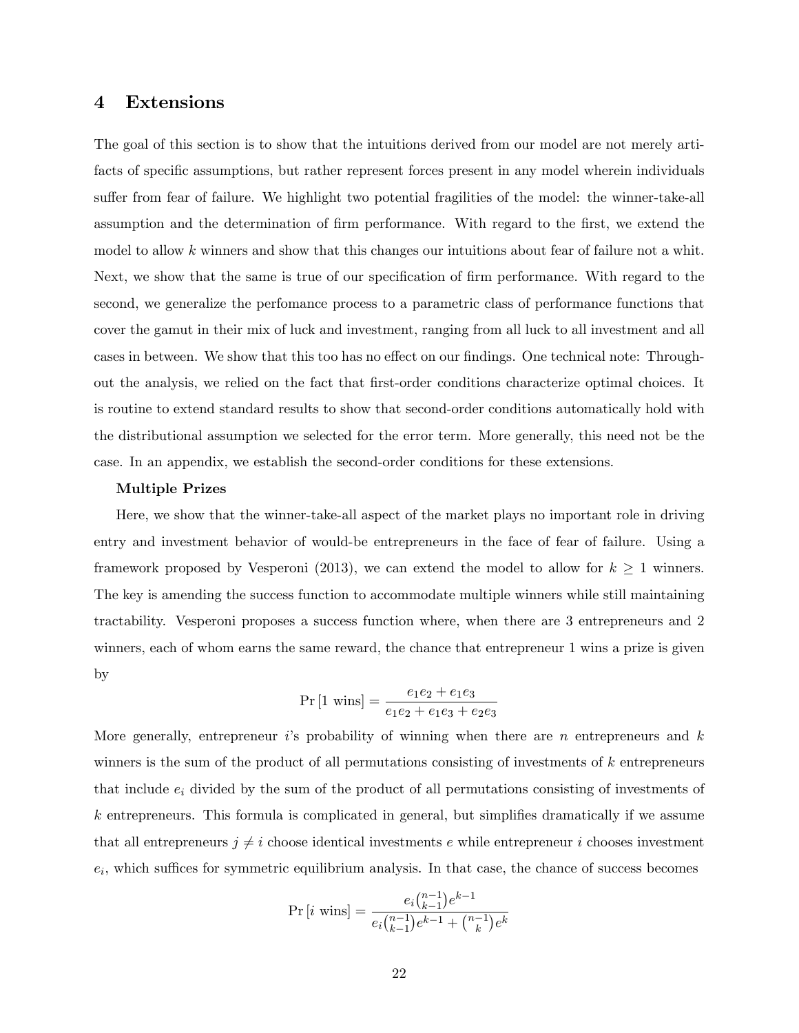## 4 Extensions

The goal of this section is to show that the intuitions derived from our model are not merely artifacts of specific assumptions, but rather represent forces present in any model wherein individuals suffer from fear of failure. We highlight two potential fragilities of the model: the winner-take-all assumption and the determination of firm performance. With regard to the first, we extend the model to allow $k$ winners and show that this changes our intuitions about fear of failure not a whit. Next, we show that the same is true of our specification of firm performance. With regard to the second, we generalize the perfomance process to a parametric class of performance functions that cover the gamut in their mix of luck and investment, ranging from all luck to all investment and all cases in between. We show that this too has no effect on our findings. One technical note: Throughout the analysis, we relied on the fact that first-order conditions characterize optimal choices. It is routine to extend standard results to show that second-order conditions automatically hold with the distributional assumption we selected for the error term. More generally, this need not be the case. In an appendix, we establish the second-order conditions for these extensions.

**Multiple Prizes**

Here, we show that the winner-take-all aspect of the market plays no important role in driving entry and investment behavior of would-be entrepreneurs in the face of fear of failure. Using a framework proposed by Vesperoni (2013), we can extend the model to allow for $k \geq 1$ winners. The key is amending the success function to accommodate multiple winners while still maintaining tractability. Vesperoni proposes a success function where, when there are 3 entrepreneurs and 2 winners, each of whom earns the same reward, the chance that entrepreneur 1 wins a prize is given by

$$\Pr[1 \text{ wins}] = \frac{e_1 e_2 + e_1 e_3}{e_1 e_2 + e_1 e_3 + e_2 e_3}$$

More generally, entrepreneur $i$'s probability of winning when there are $n$ entrepreneurs and $k$ winners is the sum of the product of all permutations consisting of investments of $k$ entrepreneurs that include $e_i$ divided by the sum of the product of all permutations consisting of investments of $k$ entrepreneurs. This formula is complicated in general, but simplifies dramatically if we assume that all entrepreneurs $j \neq i$ choose identical investments $e$ while entrepreneur $i$ chooses investment $e_i$, which suffices for symmetric equilibrium analysis. In that case, the chance of success becomes

$$\Pr[i \text{ wins}] = \frac{e_i \binom{n-1}{k-1} e^{k-1}}{e_i \binom{n-1}{k-1} e^{k-1} + \binom{n-1}{k} e^k}$$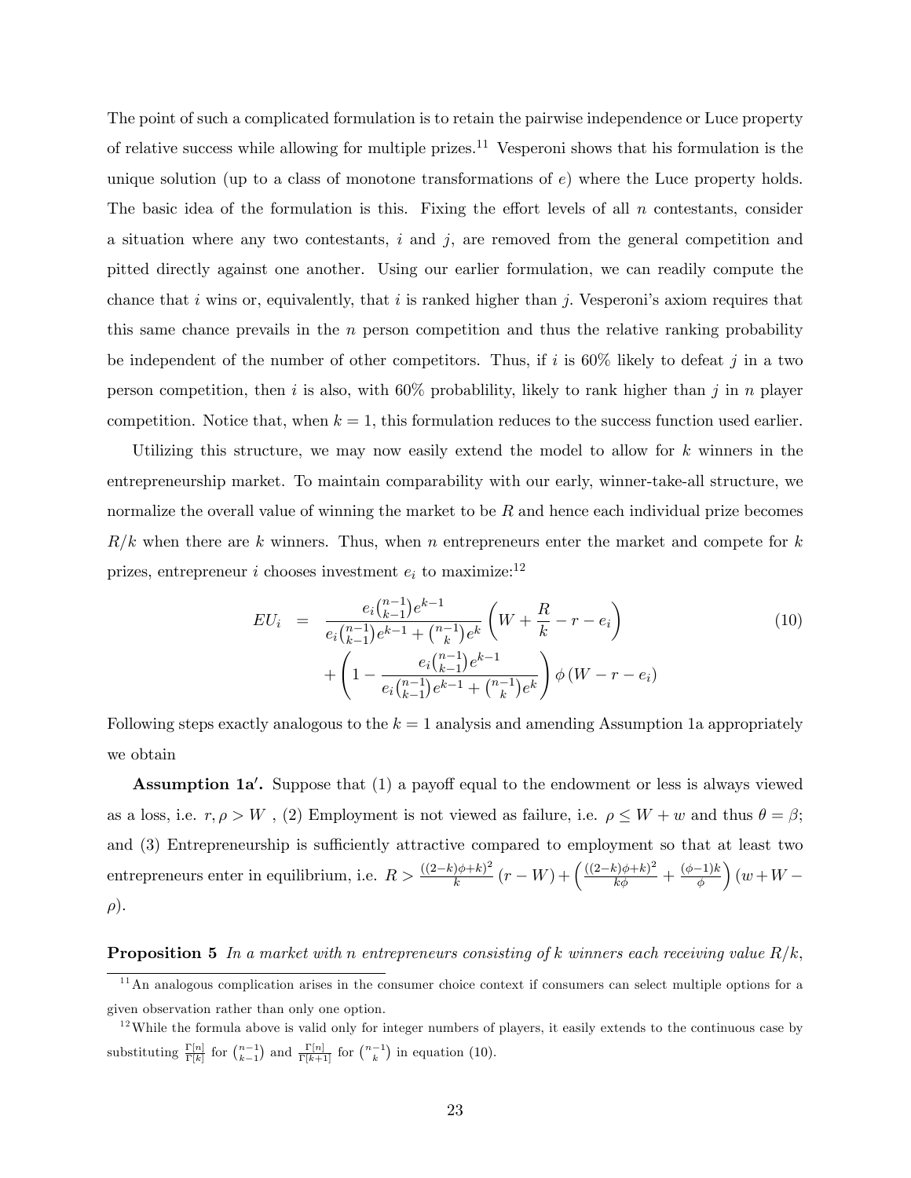The point of such a complicated formulation is to retain the pairwise independence or Luce property of relative success while allowing for multiple prizes.[11] Vesperoni shows that his formulation is the unique solution (up to a class of monotone transformations of $e$) where the Luce property holds. The basic idea of the formulation is this. Fixing the effort levels of all $n$ contestants, consider a situation where any two contestants, $i$ and $j$, are removed from the general competition and pitted directly against one another. Using our earlier formulation, we can readily compute the chance that $i$ wins or, equivalently, that $i$ is ranked higher than $j$. Vesperoni's axiom requires that this same chance prevails in the $n$ person competition and thus the relative ranking probability be independent of the number of other competitors. Thus, if $i$ is 60% likely to defeat $j$ in a two person competition, then $i$ is also, with 60% probablility, likely to rank higher than $j$ in $n$ player competition. Notice that, when $k = 1$, this formulation reduces to the success function used earlier.

Utilizing this structure, we may now easily extend the model to allow for $k$ winners in the entrepreneurship market. To maintain comparability with our early, winner-take-all structure, we normalize the overall value of winning the market to be $R$ and hence each individual prize becomes $R/k$ when there are $k$ winners. Thus, when $n$ entrepreneurs enter the market and compete for $k$ prizes, entrepreneur $i$ chooses investment $e_i$ to maximize:[12]

$$
\begin{aligned}
EU_i \;=\; & \frac{e_i\binom{n-1}{k-1}e^{k-1}}{e_i\binom{n-1}{k-1}e^{k-1}+\binom{n-1}{k}e^k}\left(W+\frac{R}{k}-r-e_i\right) \\
& +\left(1-\frac{e_i\binom{n-1}{k-1}e^{k-1}}{e_i\binom{n-1}{k-1}e^{k-1}+\binom{n-1}{k}e^k}\right)\phi\left(W-r-e_i\right)
\end{aligned}
\tag{10}
$$

Following steps exactly analogous to the $k = 1$ analysis and amending Assumption 1a appropriately we obtain

**Assumption 1a′.** Suppose that (1) a payoff equal to the endowment or less is always viewed as a loss, i.e. $r, \rho > W$ , (2) Employment is not viewed as failure, i.e. $\rho \leq W + w$ and thus $\theta = \beta$; and (3) Entrepreneurship is sufficiently attractive compared to employment so that at least two entrepreneurs enter in equilibrium, i.e. $R > \frac{((2-k)\phi+k)^2}{k}(r-W) + \left(\frac{((2-k)\phi+k)^2}{k\phi} + \frac{(\phi-1)k}{\phi}\right)(w+W-\rho)$.

**Proposition 5** *In a market with $n$ entrepreneurs consisting of $k$ winners each receiving value $R/k$,*

[11] An analogous complication arises in the consumer choice context if consumers can select multiple options for a given observation rather than only one option.

[12] While the formula above is valid only for integer numbers of players, it easily extends to the continuous case by substituting $\frac{\Gamma[n]}{\Gamma[k]}$ for $\binom{n-1}{k-1}$ and $\frac{\Gamma[n]}{\Gamma[k+1]}$ for $\binom{n-1}{k}$ in equation (10).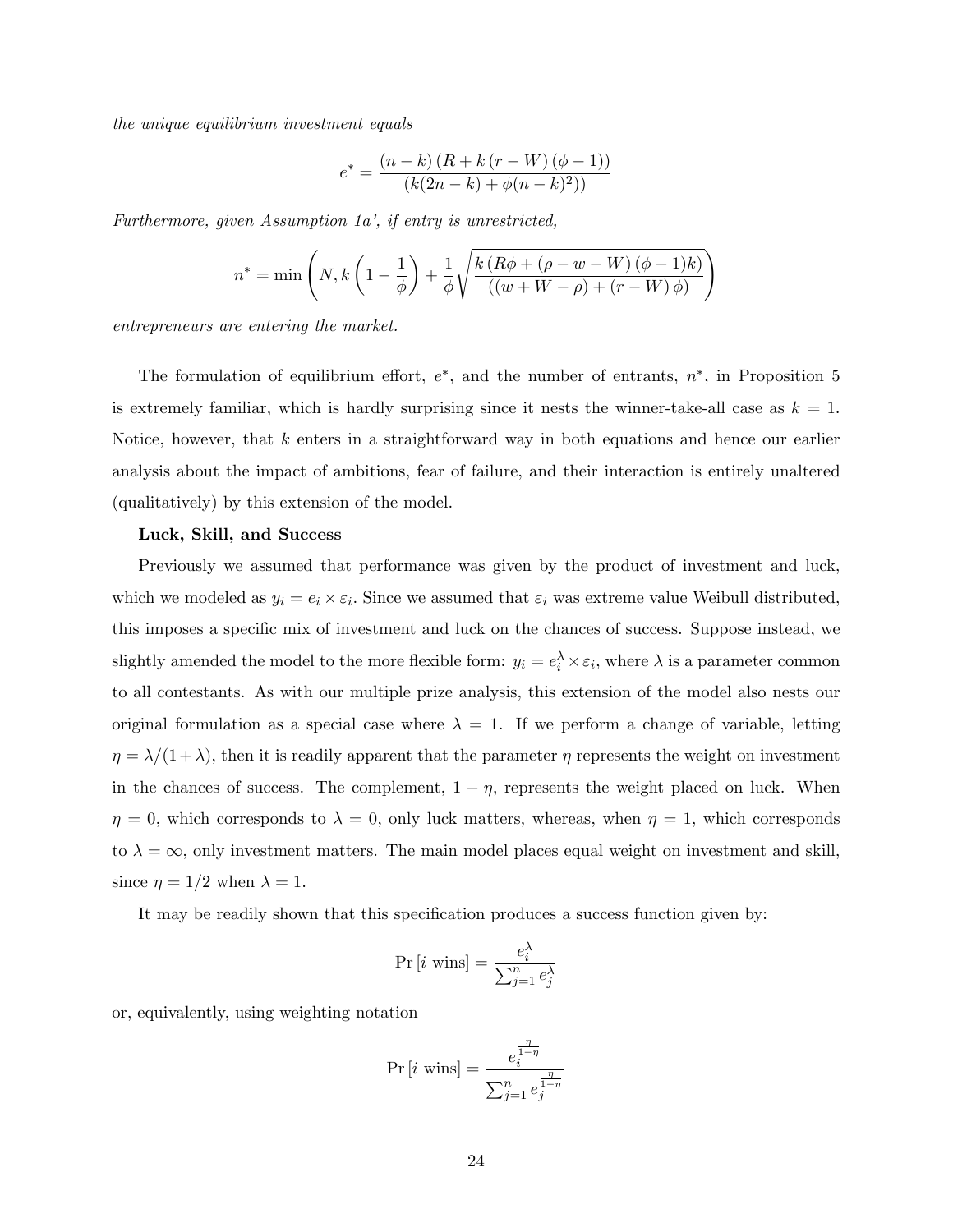*the unique equilibrium investment equals*

$$e^* = \frac{(n-k)\left(R + k\left(r - W\right)(\phi - 1)\right)}{(k(2n-k) + \phi(n-k)^2))}$$

*Furthermore, given Assumption 1a', if entry is unrestricted,*

$$n^* = \min\left(N, k\left(1 - \frac{1}{\phi}\right) + \frac{1}{\phi}\sqrt{\frac{k\left(R\phi + (\rho - w - W)(\phi - 1)k\right)}{((w + W - \rho) + (r - W)\phi)}}\right)$$

*entrepreneurs are entering the market.*

The formulation of equilibrium effort, $e^*$, and the number of entrants, $n^*$, in Proposition 5 is extremely familiar, which is hardly surprising since it nests the winner-take-all case as $k = 1$. Notice, however, that $k$ enters in a straightforward way in both equations and hence our earlier analysis about the impact of ambitions, fear of failure, and their interaction is entirely unaltered (qualitatively) by this extension of the model.

**Luck, Skill, and Success**

Previously we assumed that performance was given by the product of investment and luck, which we modeled as $y_i = e_i \times \varepsilon_i$. Since we assumed that $\varepsilon_i$ was extreme value Weibull distributed, this imposes a specific mix of investment and luck on the chances of success. Suppose instead, we slightly amended the model to the more flexible form: $y_i = e_i^\lambda \times \varepsilon_i$, where $\lambda$ is a parameter common to all contestants. As with our multiple prize analysis, this extension of the model also nests our original formulation as a special case where $\lambda = 1$. If we perform a change of variable, letting $\eta = \lambda/(1+\lambda)$, then it is readily apparent that the parameter $\eta$ represents the weight on investment in the chances of success. The complement, $1 - \eta$, represents the weight placed on luck. When $\eta = 0$, which corresponds to $\lambda = 0$, only luck matters, whereas, when $\eta = 1$, which corresponds to $\lambda = \infty$, only investment matters. The main model places equal weight on investment and skill, since $\eta = 1/2$ when $\lambda = 1$.

It may be readily shown that this specification produces a success function given by:

$$\Pr\left[i \text{ wins}\right] = \frac{e_i^\lambda}{\sum_{j=1}^n e_j^\lambda}$$

or, equivalently, using weighting notation

$$\Pr\left[i \text{ wins}\right] = \frac{e_i^{\frac{\eta}{1-\eta}}}{\sum_{j=1}^n e_j^{\frac{\eta}{1-\eta}}}$$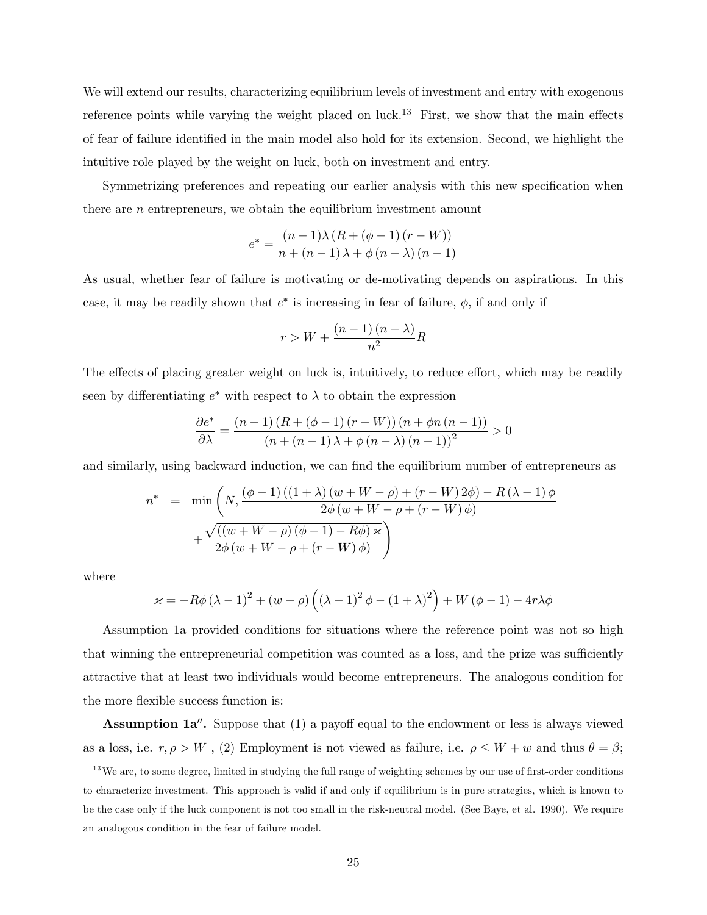We will extend our results, characterizing equilibrium levels of investment and entry with exogenous reference points while varying the weight placed on luck.[13] First, we show that the main effects of fear of failure identified in the main model also hold for its extension. Second, we highlight the intuitive role played by the weight on luck, both on investment and entry.

Symmetrizing preferences and repeating our earlier analysis with this new specification when there are $n$ entrepreneurs, we obtain the equilibrium investment amount

$$e^* = \frac{(n-1)\lambda\left(R + (\phi - 1)(r - W)\right)}{n + (n-1)\lambda + \phi(n-\lambda)(n-1)}$$

As usual, whether fear of failure is motivating or de-motivating depends on aspirations. In this case, it may be readily shown that $e^*$ is increasing in fear of failure, $\phi$, if and only if

$$r > W + \frac{(n-1)(n-\lambda)}{n^2} R$$

The effects of placing greater weight on luck is, intuitively, to reduce effort, which may be readily seen by differentiating $e^*$ with respect to $\lambda$ to obtain the expression

$$\frac{\partial e^*}{\partial \lambda} = \frac{(n-1)\left(R + (\phi-1)(r-W)\right)\left(n + \phi n(n-1)\right)}{\left(n + (n-1)\lambda + \phi(n-\lambda)(n-1)\right)^2} > 0$$

and similarly, using backward induction, we can find the equilibrium number of entrepreneurs as

$$\begin{aligned} n^* &= \min\left(N, \frac{(\phi-1)\left((1+\lambda)(w+W-\rho) + (r-W)2\phi\right) - R(\lambda-1)\phi}{2\phi\left(w+W-\rho+(r-W)\phi\right)}\right. \\ &\quad \left. + \frac{\sqrt{\left((w+W-\rho)(\phi-1) - R\phi\right)\varkappa}}{2\phi\left(w+W-\rho+(r-W)\phi\right)}\right) \end{aligned}$$

where

$$\varkappa = -R\phi(\lambda-1)^2 + (w-\rho)\left((\lambda-1)^2\phi - (1+\lambda)^2\right) + W(\phi-1) - 4r\lambda\phi$$

Assumption 1a provided conditions for situations where the reference point was not so high that winning the entrepreneurial competition was counted as a loss, and the prize was sufficiently attractive that at least two individuals would become entrepreneurs. The analogous condition for the more flexible success function is:

**Assumption 1a$''$.** Suppose that (1) a payoff equal to the endowment or less is always viewed as a loss, i.e. $r, \rho > W$ , (2) Employment is not viewed as failure, i.e. $\rho \leq W + w$ and thus $\theta = \beta$;

[13] We are, to some degree, limited in studying the full range of weighting schemes by our use of first-order conditions to characterize investment. This approach is valid if and only if equilibrium is in pure strategies, which is known to be the case only if the luck component is not too small in the risk-neutral model. (See Baye, et al. 1990). We require an analogous condition in the fear of failure model.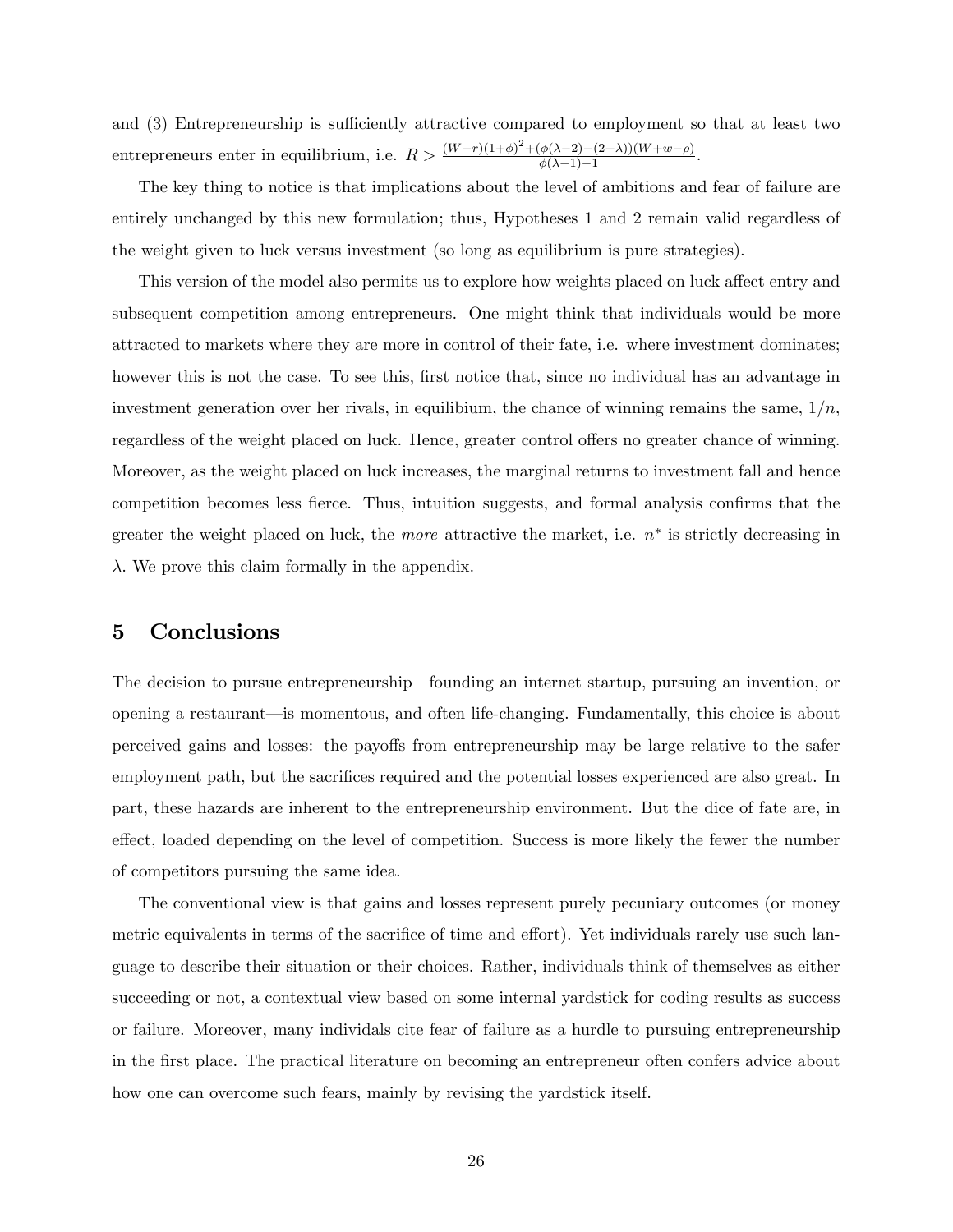and (3) Entrepreneurship is sufficiently attractive compared to employment so that at least two entrepreneurs enter in equilibrium, i.e. $R > \frac{(W-r)(1+\phi)^2 + (\phi(\lambda-2)-(2+\lambda))(W+w-\rho)}{\phi(\lambda-1)-1}$.

The key thing to notice is that implications about the level of ambitions and fear of failure are entirely unchanged by this new formulation; thus, Hypotheses 1 and 2 remain valid regardless of the weight given to luck versus investment (so long as equilibrium is pure strategies).

This version of the model also permits us to explore how weights placed on luck affect entry and subsequent competition among entrepreneurs. One might think that individuals would be more attracted to markets where they are more in control of their fate, i.e. where investment dominates; however this is not the case. To see this, first notice that, since no individual has an advantage in investment generation over her rivals, in equilibium, the chance of winning remains the same, $1/n$, regardless of the weight placed on luck. Hence, greater control offers no greater chance of winning. Moreover, as the weight placed on luck increases, the marginal returns to investment fall and hence competition becomes less fierce. Thus, intuition suggests, and formal analysis confirms that the greater the weight placed on luck, the *more* attractive the market, i.e. $n^*$ is strictly decreasing in $\lambda$. We prove this claim formally in the appendix.

## 5 Conclusions

The decision to pursue entrepreneurship—founding an internet startup, pursuing an invention, or opening a restaurant—is momentous, and often life-changing. Fundamentally, this choice is about perceived gains and losses: the payoffs from entrepreneurship may be large relative to the safer employment path, but the sacrifices required and the potential losses experienced are also great. In part, these hazards are inherent to the entrepreneurship environment. But the dice of fate are, in effect, loaded depending on the level of competition. Success is more likely the fewer the number of competitors pursuing the same idea.

The conventional view is that gains and losses represent purely pecuniary outcomes (or money metric equivalents in terms of the sacrifice of time and effort). Yet individuals rarely use such language to describe their situation or their choices. Rather, individuals think of themselves as either succeeding or not, a contextual view based on some internal yardstick for coding results as success or failure. Moreover, many individuals cite fear of failure as a hurdle to pursuing entrepreneurship in the first place. The practical literature on becoming an entrepreneur often confers advice about how one can overcome such fears, mainly by revising the yardstick itself.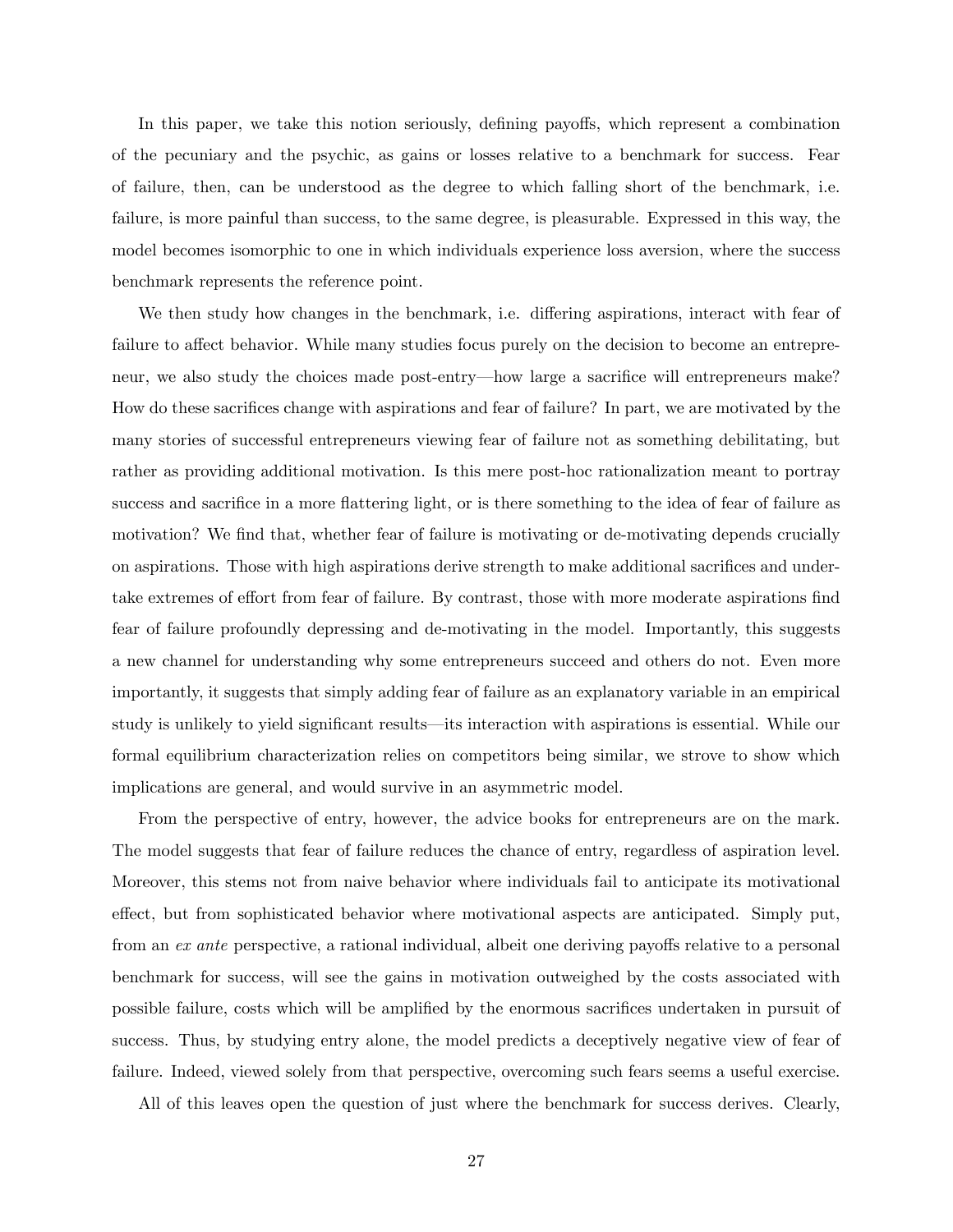In this paper, we take this notion seriously, defining payoffs, which represent a combination of the pecuniary and the psychic, as gains or losses relative to a benchmark for success. Fear of failure, then, can be understood as the degree to which falling short of the benchmark, i.e. failure, is more painful than success, to the same degree, is pleasurable. Expressed in this way, the model becomes isomorphic to one in which individuals experience loss aversion, where the success benchmark represents the reference point.

We then study how changes in the benchmark, i.e. differing aspirations, interact with fear of failure to affect behavior. While many studies focus purely on the decision to become an entrepreneur, we also study the choices made post-entry—how large a sacrifice will entrepreneurs make? How do these sacrifices change with aspirations and fear of failure? In part, we are motivated by the many stories of successful entrepreneurs viewing fear of failure not as something debilitating, but rather as providing additional motivation. Is this mere post-hoc rationalization meant to portray success and sacrifice in a more flattering light, or is there something to the idea of fear of failure as motivation? We find that, whether fear of failure is motivating or de-motivating depends crucially on aspirations. Those with high aspirations derive strength to make additional sacrifices and undertake extremes of effort from fear of failure. By contrast, those with more moderate aspirations find fear of failure profoundly depressing and de-motivating in the model. Importantly, this suggests a new channel for understanding why some entrepreneurs succeed and others do not. Even more importantly, it suggests that simply adding fear of failure as an explanatory variable in an empirical study is unlikely to yield significant results—its interaction with aspirations is essential. While our formal equilibrium characterization relies on competitors being similar, we strove to show which implications are general, and would survive in an asymmetric model.

From the perspective of entry, however, the advice books for entrepreneurs are on the mark. The model suggests that fear of failure reduces the chance of entry, regardless of aspiration level. Moreover, this stems not from naive behavior where individuals fail to anticipate its motivational effect, but from sophisticated behavior where motivational aspects are anticipated. Simply put, from an *ex ante* perspective, a rational individual, albeit one deriving payoffs relative to a personal benchmark for success, will see the gains in motivation outweighed by the costs associated with possible failure, costs which will be amplified by the enormous sacrifices undertaken in pursuit of success. Thus, by studying entry alone, the model predicts a deceptively negative view of fear of failure. Indeed, viewed solely from that perspective, overcoming such fears seems a useful exercise.

All of this leaves open the question of just where the benchmark for success derives. Clearly,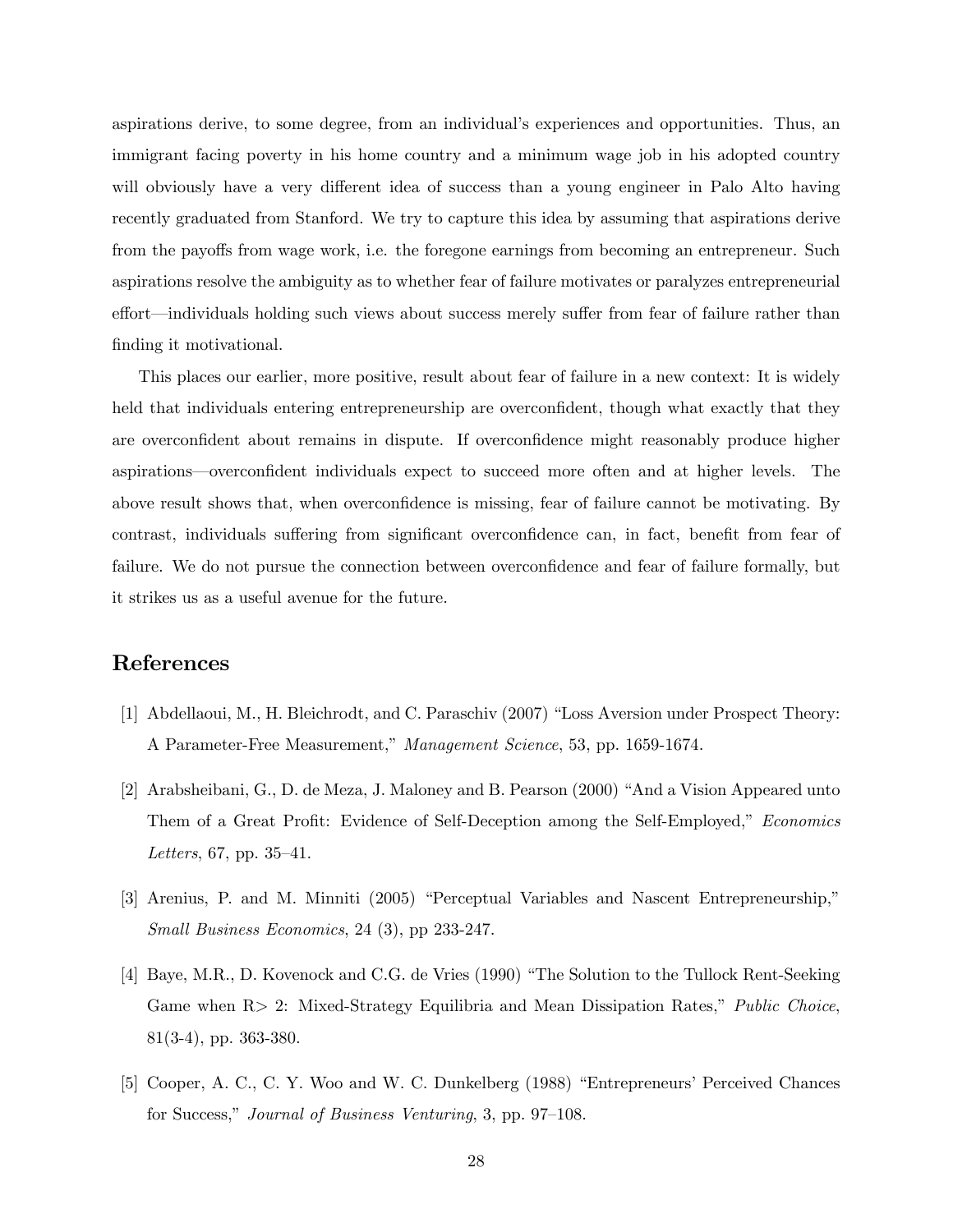aspirations derive, to some degree, from an individual's experiences and opportunities. Thus, an immigrant facing poverty in his home country and a minimum wage job in his adopted country will obviously have a very different idea of success than a young engineer in Palo Alto having recently graduated from Stanford. We try to capture this idea by assuming that aspirations derive from the payoffs from wage work, i.e. the foregone earnings from becoming an entrepreneur. Such aspirations resolve the ambiguity as to whether fear of failure motivates or paralyzes entrepreneurial effort—individuals holding such views about success merely suffer from fear of failure rather than finding it motivational.

This places our earlier, more positive, result about fear of failure in a new context: It is widely held that individuals entering entrepreneurship are overconfident, though what exactly that they are overconfident about remains in dispute. If overconfidence might reasonably produce higher aspirations—overconfident individuals expect to succeed more often and at higher levels. The above result shows that, when overconfidence is missing, fear of failure cannot be motivating. By contrast, individuals suffering from significant overconfidence can, in fact, benefit from fear of failure. We do not pursue the connection between overconfidence and fear of failure formally, but it strikes us as a useful avenue for the future.

## References

[1] Abdellaoui, M., H. Bleichrodt, and C. Paraschiv (2007) "Loss Aversion under Prospect Theory: A Parameter-Free Measurement," *Management Science*, 53, pp. 1659-1674.

[2] Arabsheibani, G., D. de Meza, J. Maloney and B. Pearson (2000) "And a Vision Appeared unto Them of a Great Profit: Evidence of Self-Deception among the Self-Employed," *Economics Letters*, 67, pp. 35–41.

[3] Arenius, P. and M. Minniti (2005) "Perceptual Variables and Nascent Entrepreneurship," *Small Business Economics*, 24 (3), pp 233-247.

[4] Baye, M.R., D. Kovenock and C.G. de Vries (1990) "The Solution to the Tullock Rent-Seeking Game when R> 2: Mixed-Strategy Equilibria and Mean Dissipation Rates," *Public Choice*, 81(3-4), pp. 363-380.

[5] Cooper, A. C., C. Y. Woo and W. C. Dunkelberg (1988) "Entrepreneurs' Perceived Chances for Success," *Journal of Business Venturing*, 3, pp. 97–108.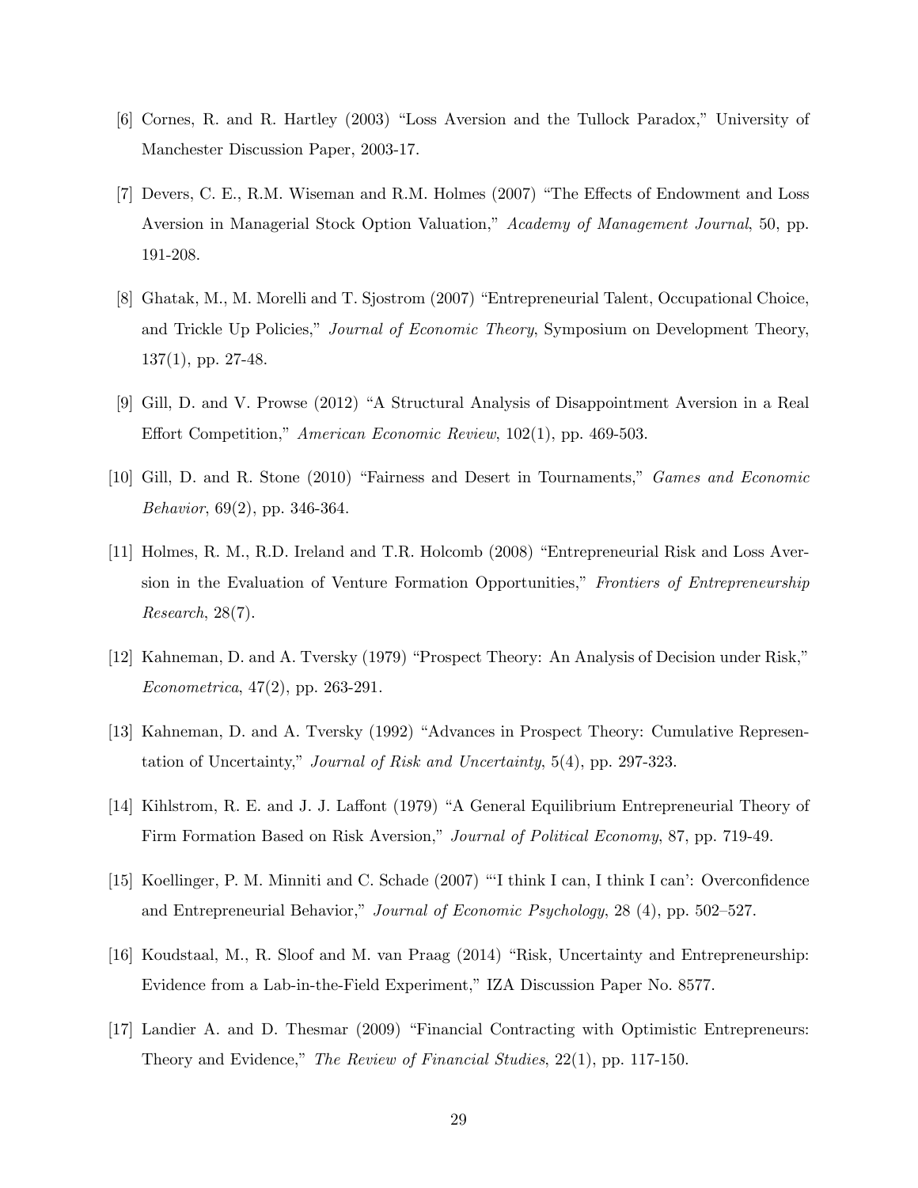[6] Cornes, R. and R. Hartley (2003) "Loss Aversion and the Tullock Paradox," University of Manchester Discussion Paper, 2003-17.

[7] Devers, C. E., R.M. Wiseman and R.M. Holmes (2007) "The Effects of Endowment and Loss Aversion in Managerial Stock Option Valuation," *Academy of Management Journal*, 50, pp. 191-208.

[8] Ghatak, M., M. Morelli and T. Sjostrom (2007) "Entrepreneurial Talent, Occupational Choice, and Trickle Up Policies," *Journal of Economic Theory*, Symposium on Development Theory, 137(1), pp. 27-48.

[9] Gill, D. and V. Prowse (2012) "A Structural Analysis of Disappointment Aversion in a Real Effort Competition," *American Economic Review*, 102(1), pp. 469-503.

[10] Gill, D. and R. Stone (2010) "Fairness and Desert in Tournaments," *Games and Economic Behavior*, 69(2), pp. 346-364.

[11] Holmes, R. M., R.D. Ireland and T.R. Holcomb (2008) "Entrepreneurial Risk and Loss Aversion in the Evaluation of Venture Formation Opportunities," *Frontiers of Entrepreneurship Research*, 28(7).

[12] Kahneman, D. and A. Tversky (1979) "Prospect Theory: An Analysis of Decision under Risk," *Econometrica*, 47(2), pp. 263-291.

[13] Kahneman, D. and A. Tversky (1992) "Advances in Prospect Theory: Cumulative Representation of Uncertainty," *Journal of Risk and Uncertainty*, 5(4), pp. 297-323.

[14] Kihlstrom, R. E. and J. J. Laffont (1979) "A General Equilibrium Entrepreneurial Theory of Firm Formation Based on Risk Aversion," *Journal of Political Economy*, 87, pp. 719-49.

[15] Koellinger, P. M. Minniti and C. Schade (2007) "'I think I can, I think I can': Overconfidence and Entrepreneurial Behavior," *Journal of Economic Psychology*, 28 (4), pp. 502–527.

[16] Koudstaal, M., R. Sloof and M. van Praag (2014) "Risk, Uncertainty and Entrepreneurship: Evidence from a Lab-in-the-Field Experiment," IZA Discussion Paper No. 8577.

[17] Landier A. and D. Thesmar (2009) "Financial Contracting with Optimistic Entrepreneurs: Theory and Evidence," *The Review of Financial Studies*, 22(1), pp. 117-150.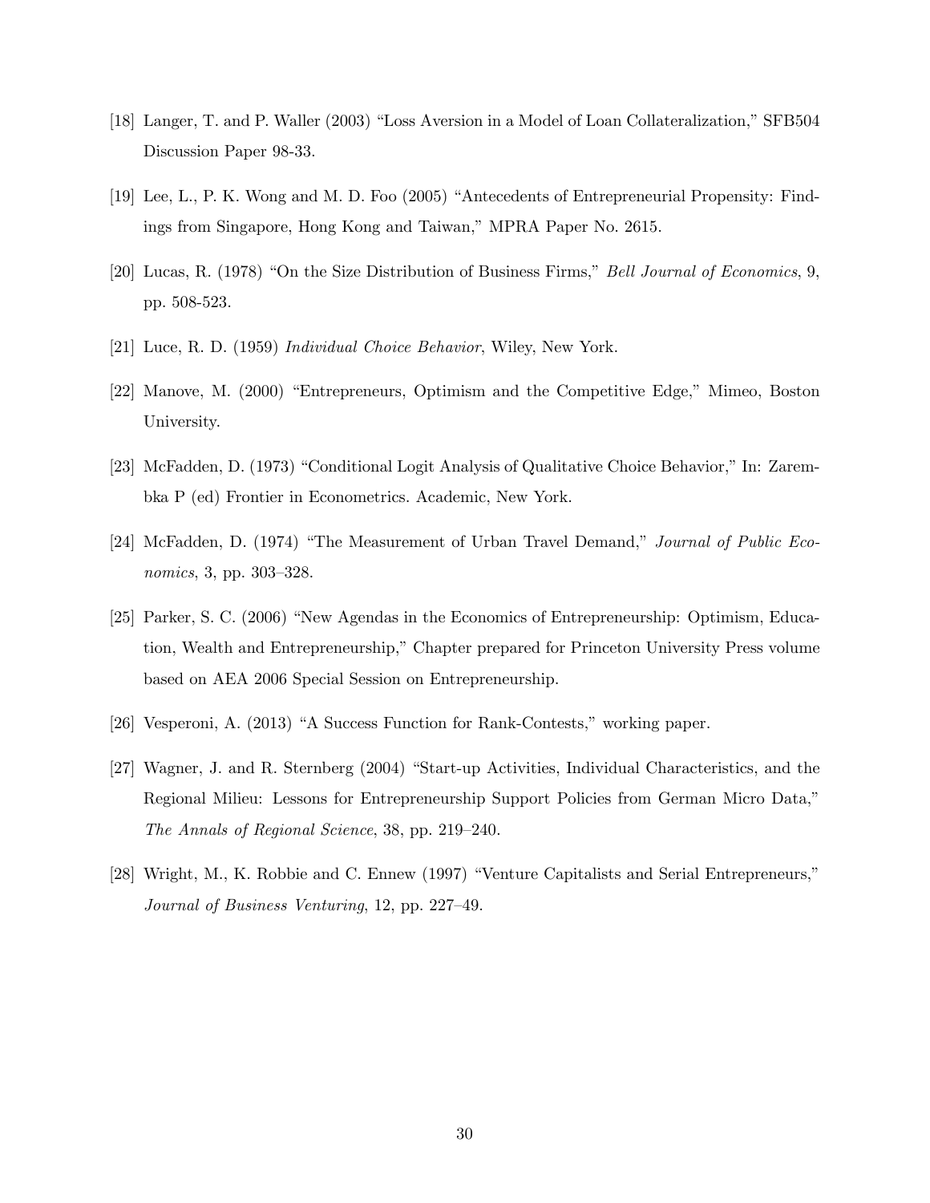[18] Langer, T. and P. Waller (2003) "Loss Aversion in a Model of Loan Collateralization," SFB504 Discussion Paper 98-33.

[19] Lee, L., P. K. Wong and M. D. Foo (2005) "Antecedents of Entrepreneurial Propensity: Findings from Singapore, Hong Kong and Taiwan," MPRA Paper No. 2615.

[20] Lucas, R. (1978) "On the Size Distribution of Business Firms," *Bell Journal of Economics*, 9, pp. 508-523.

[21] Luce, R. D. (1959) *Individual Choice Behavior*, Wiley, New York.

[22] Manove, M. (2000) "Entrepreneurs, Optimism and the Competitive Edge," Mimeo, Boston University.

[23] McFadden, D. (1973) "Conditional Logit Analysis of Qualitative Choice Behavior," In: Zarembka P (ed) Frontier in Econometrics. Academic, New York.

[24] McFadden, D. (1974) "The Measurement of Urban Travel Demand," *Journal of Public Economics*, 3, pp. 303–328.

[25] Parker, S. C. (2006) "New Agendas in the Economics of Entrepreneurship: Optimism, Education, Wealth and Entrepreneurship," Chapter prepared for Princeton University Press volume based on AEA 2006 Special Session on Entrepreneurship.

[26] Vesperoni, A. (2013) "A Success Function for Rank-Contests," working paper.

[27] Wagner, J. and R. Sternberg (2004) "Start-up Activities, Individual Characteristics, and the Regional Milieu: Lessons for Entrepreneurship Support Policies from German Micro Data," *The Annals of Regional Science*, 38, pp. 219–240.

[28] Wright, M., K. Robbie and C. Ennew (1997) "Venture Capitalists and Serial Entrepreneurs," *Journal of Business Venturing*, 12, pp. 227–49.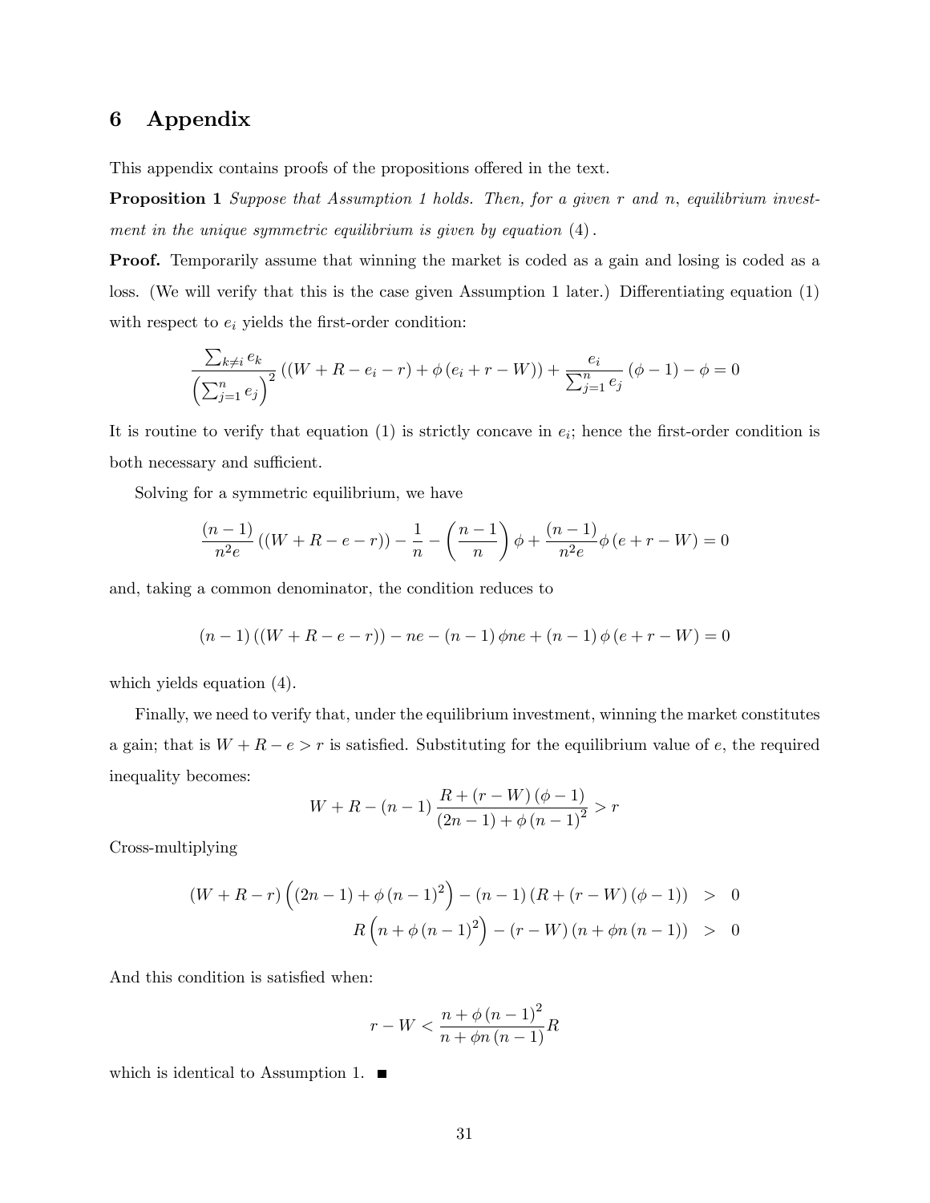# 6 Appendix

This appendix contains proofs of the propositions offered in the text.

**Proposition 1** *Suppose that Assumption 1 holds. Then, for a given $r$ and $n$, equilibrium investment in the unique symmetric equilibrium is given by equation* (4).

**Proof.** Temporarily assume that winning the market is coded as a gain and losing is coded as a loss. (We will verify that this is the case given Assumption 1 later.) Differentiating equation (1) with respect to $e_i$ yields the first-order condition:

$$\frac{\sum_{k\neq i} e_k}{\left(\sum_{j=1}^{n} e_j\right)^2}\left((W+R-e_i-r)+\phi\left(e_i+r-W\right)\right)+\frac{e_i}{\sum_{j=1}^{n} e_j}\left(\phi-1\right)-\phi=0$$

It is routine to verify that equation (1) is strictly concave in $e_i$; hence the first-order condition is both necessary and sufficient.

Solving for a symmetric equilibrium, we have

$$\frac{(n-1)}{n^2 e}\left((W+R-e-r)\right)-\frac{1}{n}-\left(\frac{n-1}{n}\right)\phi+\frac{(n-1)}{n^2 e}\phi\left(e+r-W\right)=0$$

and, taking a common denominator, the condition reduces to

$$(n-1)\left((W+R-e-r)\right)-ne-(n-1)\,\phi ne+(n-1)\,\phi\left(e+r-W\right)=0$$

which yields equation (4).

Finally, we need to verify that, under the equilibrium investment, winning the market constitutes a gain; that is $W+R-e>r$ is satisfied. Substituting for the equilibrium value of $e$, the required inequality becomes:

$$W+R-(n-1)\,\frac{R+(r-W)\,(\phi-1)}{(2n-1)+\phi\,(n-1)^2}>r$$

Cross-multiplying

$$\begin{aligned}
(W+R-r)\left((2n-1)+\phi\,(n-1)^2\right)-(n-1)\left(R+(r-W)\,(\phi-1)\right) &> 0\\
R\left(n+\phi\,(n-1)^2\right)-(r-W)\left(n+\phi n\,(n-1)\right) &> 0
\end{aligned}$$

And this condition is satisfied when:

$$r-W<\frac{n+\phi\,(n-1)^2}{n+\phi n\,(n-1)}R$$

which is identical to Assumption 1. ∎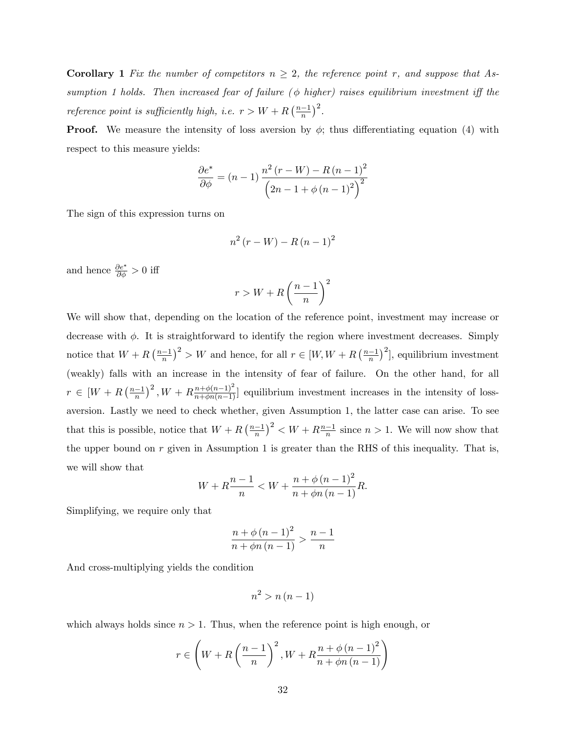**Corollary 1** *Fix the number of competitors $n \geq 2$, the reference point $r$, and suppose that Assumption 1 holds. Then increased fear of failure ($\phi$ higher) raises equilibrium investment iff the reference point is sufficiently high, i.e. $r > W + R\left(\frac{n-1}{n}\right)^2$.*

**Proof.** We measure the intensity of loss aversion by $\phi$; thus differentiating equation (4) with respect to this measure yields:

$$\frac{\partial e^*}{\partial \phi} = (n-1)\frac{n^2(r-W) - R(n-1)^2}{\left(2n - 1 + \phi(n-1)^2\right)^2}$$

The sign of this expression turns on

$$n^2(r-W) - R(n-1)^2$$

and hence $\frac{\partial e^*}{\partial \phi} > 0$ iff

$$r > W + R\left(\frac{n-1}{n}\right)^2$$

We will show that, depending on the location of the reference point, investment may increase or decrease with $\phi$. It is straightforward to identify the region where investment decreases. Simply notice that $W + R\left(\frac{n-1}{n}\right)^2 > W$ and hence, for all $r \in [W, W + R\left(\frac{n-1}{n}\right)^2]$, equilibrium investment (weakly) falls with an increase in the intensity of fear of failure. On the other hand, for all $r \in [W + R\left(\frac{n-1}{n}\right)^2, W + R\frac{n+\phi(n-1)^2}{n+\phi n(n-1)}]$ equilibrium investment increases in the intensity of loss-aversion. Lastly we need to check whether, given Assumption 1, the latter case can arise. To see that this is possible, notice that $W + R\left(\frac{n-1}{n}\right)^2 < W + R\frac{n-1}{n}$ since $n > 1$. We will now show that the upper bound on $r$ given in Assumption 1 is greater than the RHS of this inequality. That is, we will show that

$$W + R\frac{n-1}{n} < W + \frac{n + \phi(n-1)^2}{n + \phi n(n-1)}R.$$

Simplifying, we require only that

$$\frac{n + \phi(n-1)^2}{n + \phi n(n-1)} > \frac{n-1}{n}$$

And cross-multiplying yields the condition

$$n^2 > n(n-1)$$

which always holds since $n > 1$. Thus, when the reference point is high enough, or

$$r \in \left(W + R\left(\frac{n-1}{n}\right)^2, W + R\frac{n+\phi(n-1)^2}{n+\phi n(n-1)}\right)$$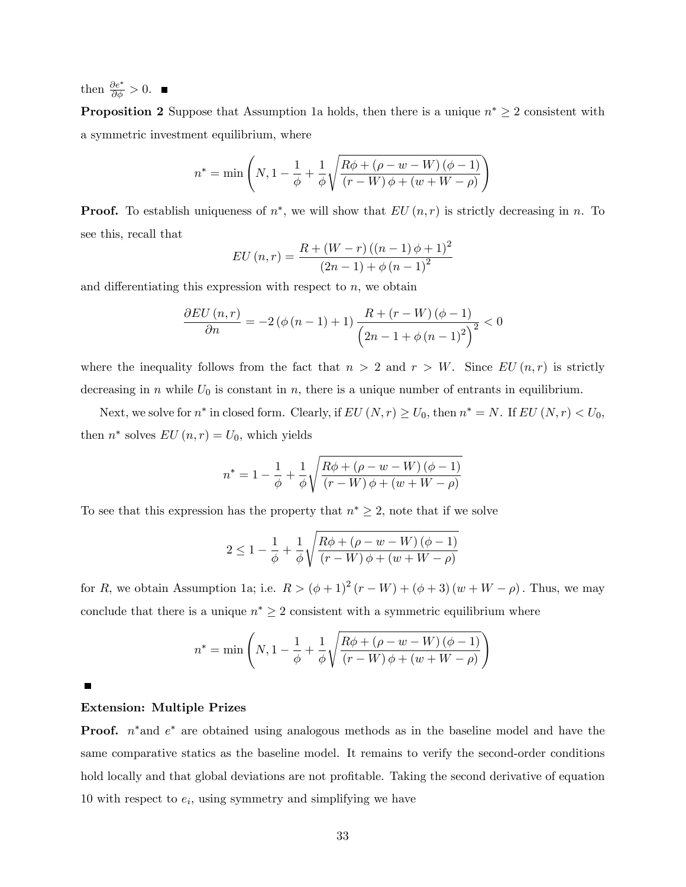then $\frac{\partial e^*}{\partial \phi} > 0$. ■

**Proposition 2** Suppose that Assumption 1a holds, then there is a unique $n^* \geq 2$ consistent with a symmetric investment equilibrium, where

$$n^* = \min\left(N, 1 - \frac{1}{\phi} + \frac{1}{\phi}\sqrt{\frac{R\phi + (\rho - w - W)(\phi - 1)}{(r - W)\phi + (w + W - \rho)}}\right)$$

**Proof.** To establish uniqueness of $n^*$, we will show that $EU(n, r)$ is strictly decreasing in $n$. To see this, recall that

$$EU(n, r) = \frac{R + (W - r)((n - 1)\phi + 1)^2}{(2n - 1) + \phi(n - 1)^2}$$

and differentiating this expression with respect to $n$, we obtain

$$\frac{\partial EU(n, r)}{\partial n} = -2(\phi(n - 1) + 1)\frac{R + (r - W)(\phi - 1)}{\left(2n - 1 + \phi(n - 1)^2\right)^2} < 0$$

where the inequality follows from the fact that $n > 2$ and $r > W$. Since $EU(n, r)$ is strictly decreasing in $n$ while $U_0$ is constant in $n$, there is a unique number of entrants in equilibrium.

Next, we solve for $n^*$ in closed form. Clearly, if $EU(N, r) \geq U_0$, then $n^* = N$. If $EU(N, r) < U_0$, then $n^*$ solves $EU(n, r) = U_0$, which yields

$$n^* = 1 - \frac{1}{\phi} + \frac{1}{\phi}\sqrt{\frac{R\phi + (\rho - w - W)(\phi - 1)}{(r - W)\phi + (w + W - \rho)}}$$

To see that this expression has the property that $n^* \geq 2$, note that if we solve

$$2 \leq 1 - \frac{1}{\phi} + \frac{1}{\phi}\sqrt{\frac{R\phi + (\rho - w - W)(\phi - 1)}{(r - W)\phi + (w + W - \rho)}}$$

for $R$, we obtain Assumption 1a; i.e. $R > (\phi + 1)^2(r - W) + (\phi + 3)(w + W - \rho)$. Thus, we may conclude that there is a unique $n^* \geq 2$ consistent with a symmetric equilibrium where

$$n^* = \min\left(N, 1 - \frac{1}{\phi} + \frac{1}{\phi}\sqrt{\frac{R\phi + (\rho - w - W)(\phi - 1)}{(r - W)\phi + (w + W - \rho)}}\right)$$

■

**Extension: Multiple Prizes**

**Proof.** $n^*$ and $e^*$ are obtained using analogous methods as in the baseline model and have the same comparative statics as the baseline model. It remains to verify the second-order conditions hold locally and that global deviations are not profitable. Taking the second derivative of equation 10 with respect to $e_i$, using symmetry and simplifying we have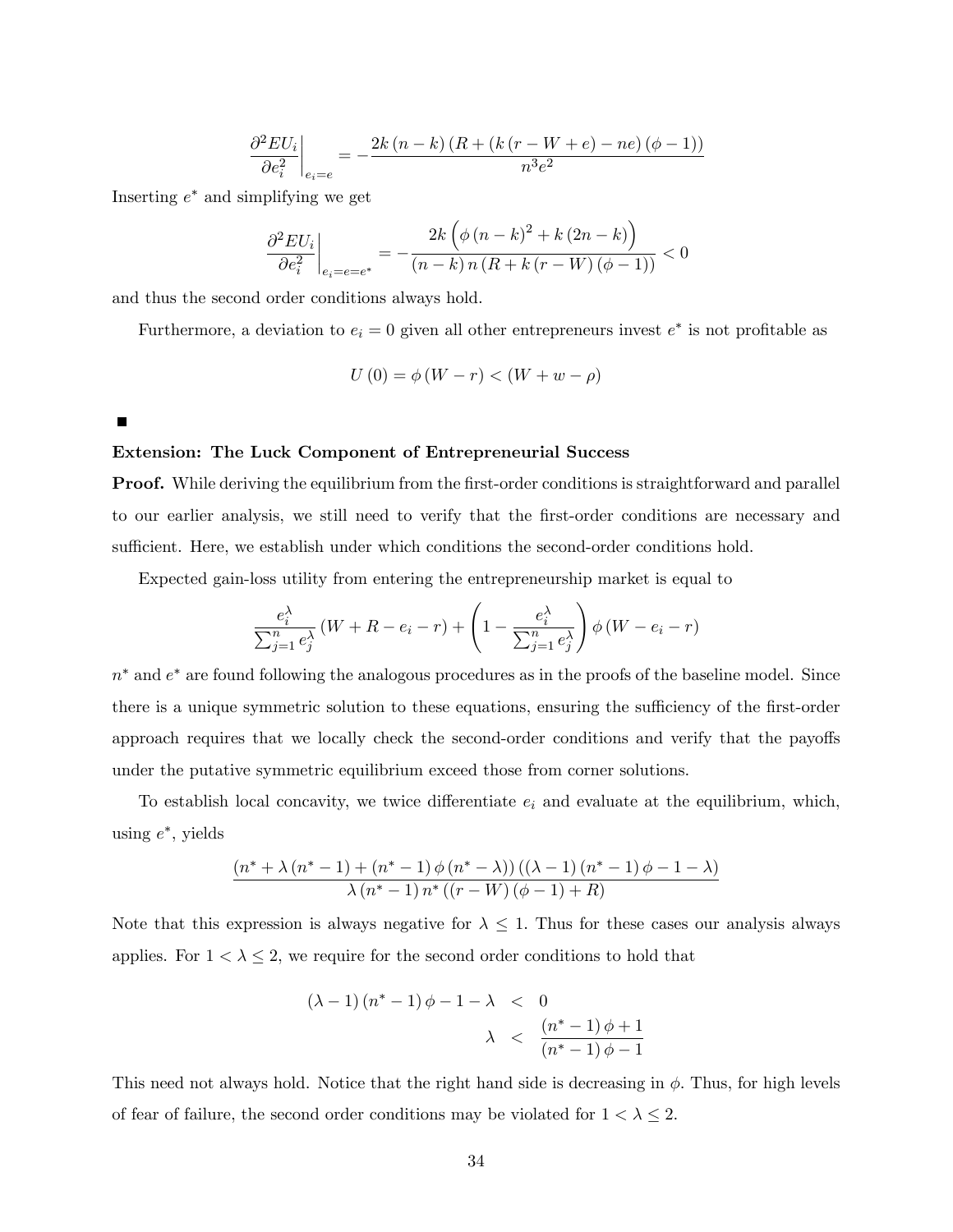$$\left.\frac{\partial^2 EU_i}{\partial e_i^2}\right|_{e_i=e} = -\frac{2k\left(n-k\right)\left(R+\left(k\left(r-W+e\right)-ne\right)\left(\phi-1\right)\right)}{n^3 e^2}$$

Inserting $e^*$ and simplifying we get

$$\left.\frac{\partial^2 EU_i}{\partial e_i^2}\right|_{e_i=e=e^*} = -\frac{2k\left(\phi\left(n-k\right)^2+k\left(2n-k\right)\right)}{\left(n-k\right)n\left(R+k\left(r-W\right)\left(\phi-1\right)\right)} < 0$$

and thus the second order conditions always hold.

Furthermore, a deviation to $e_i = 0$ given all other entrepreneurs invest $e^*$ is not profitable as

$$U\left(0\right) = \phi\left(W-r\right) < \left(W+w-\rho\right)$$

■

**Extension: The Luck Component of Entrepreneurial Success**

**Proof.** While deriving the equilibrium from the first-order conditions is straightforward and parallel to our earlier analysis, we still need to verify that the first-order conditions are necessary and sufficient. Here, we establish under which conditions the second-order conditions hold.

Expected gain-loss utility from entering the entrepreneurship market is equal to

$$\frac{e_i^{\lambda}}{\sum_{j=1}^{n} e_j^{\lambda}}\left(W+R-e_i-r\right)+\left(1-\frac{e_i^{\lambda}}{\sum_{j=1}^{n} e_j^{\lambda}}\right)\phi\left(W-e_i-r\right)$$

$n^*$ and $e^*$ are found following the analogous procedures as in the proofs of the baseline model. Since there is a unique symmetric solution to these equations, ensuring the sufficiency of the first-order approach requires that we locally check the second-order conditions and verify that the payoffs under the putative symmetric equilibrium exceed those from corner solutions.

To establish local concavity, we twice differentiate $e_i$ and evaluate at the equilibrium, which, using $e^*$, yields

$$\frac{\left(n^*+\lambda\left(n^*-1\right)+\left(n^*-1\right)\phi\left(n^*-\lambda\right)\right)\left(\left(\lambda-1\right)\left(n^*-1\right)\phi-1-\lambda\right)}{\lambda\left(n^*-1\right)n^*\left(\left(r-W\right)\left(\phi-1\right)+R\right)}$$

Note that this expression is always negative for $\lambda \leq 1$. Thus for these cases our analysis always applies. For $1 < \lambda \leq 2$, we require for the second order conditions to hold that

$$\begin{aligned}
\left(\lambda-1\right)\left(n^*-1\right)\phi-1-\lambda &< 0 \\
\lambda &< \frac{\left(n^*-1\right)\phi+1}{\left(n^*-1\right)\phi-1}
\end{aligned}$$

This need not always hold. Notice that the right hand side is decreasing in $\phi$. Thus, for high levels of fear of failure, the second order conditions may be violated for $1 < \lambda \leq 2$.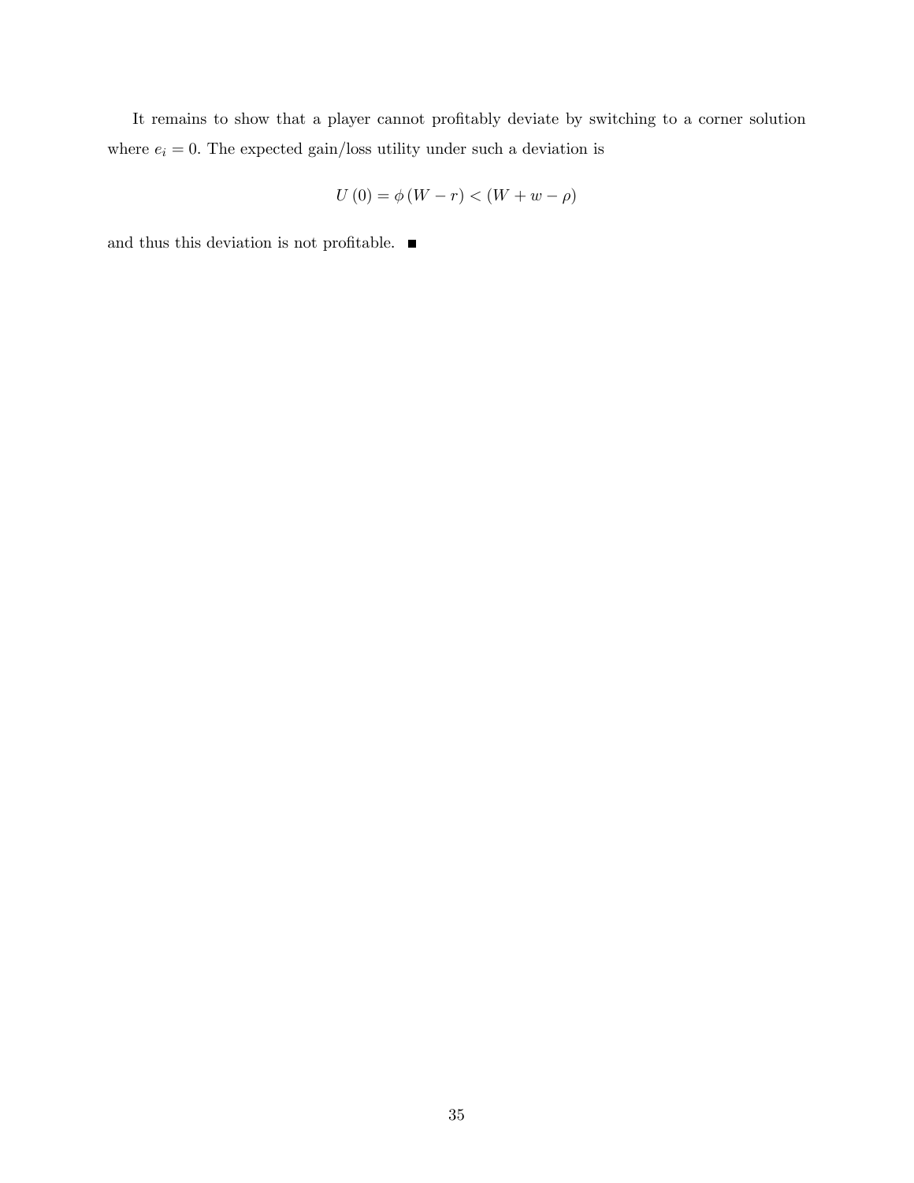It remains to show that a player cannot profitably deviate by switching to a corner solution where $e_i = 0$. The expected gain/loss utility under such a deviation is

$$U(0) = \phi(W - r) < (W + w - \rho)$$

and thus this deviation is not profitable. ■